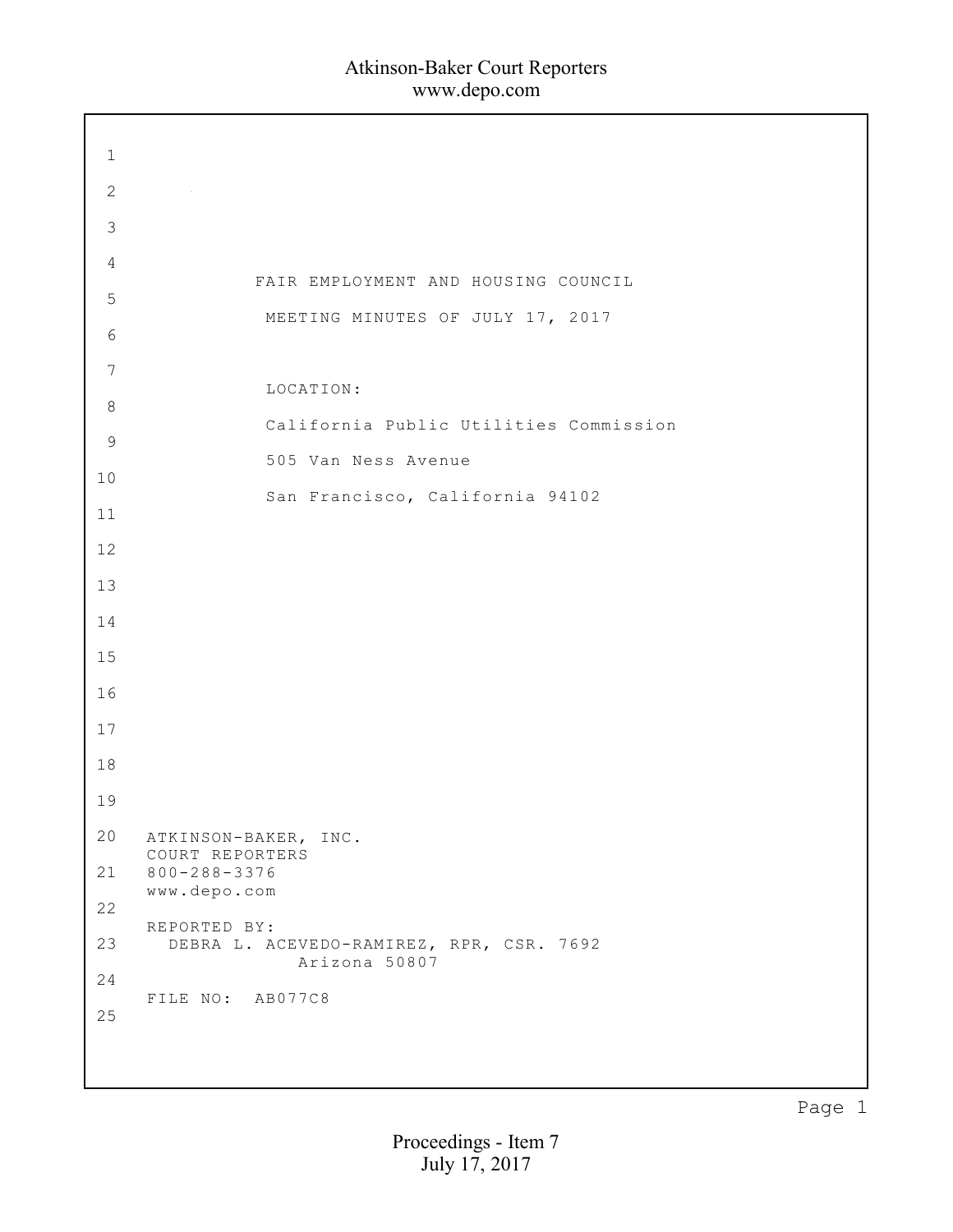# FAIR EMPLOYMENT AND HOUSING COUNCIL

## MEETING MINUTES OF JULY 17, 2017

LOCATION:

California Public Utilities Commission

505 Van Ness Avenue

San Francisco, California 94102

ATKINSON-BAKER, INC.
COURT REPORTERS
800-288-3376
www.depo.com

REPORTED BY:
DEBRA L. ACEVEDO-RAMIREZ, RPR, CSR. 7692
Arizona 50807

FILE NO: AB077C8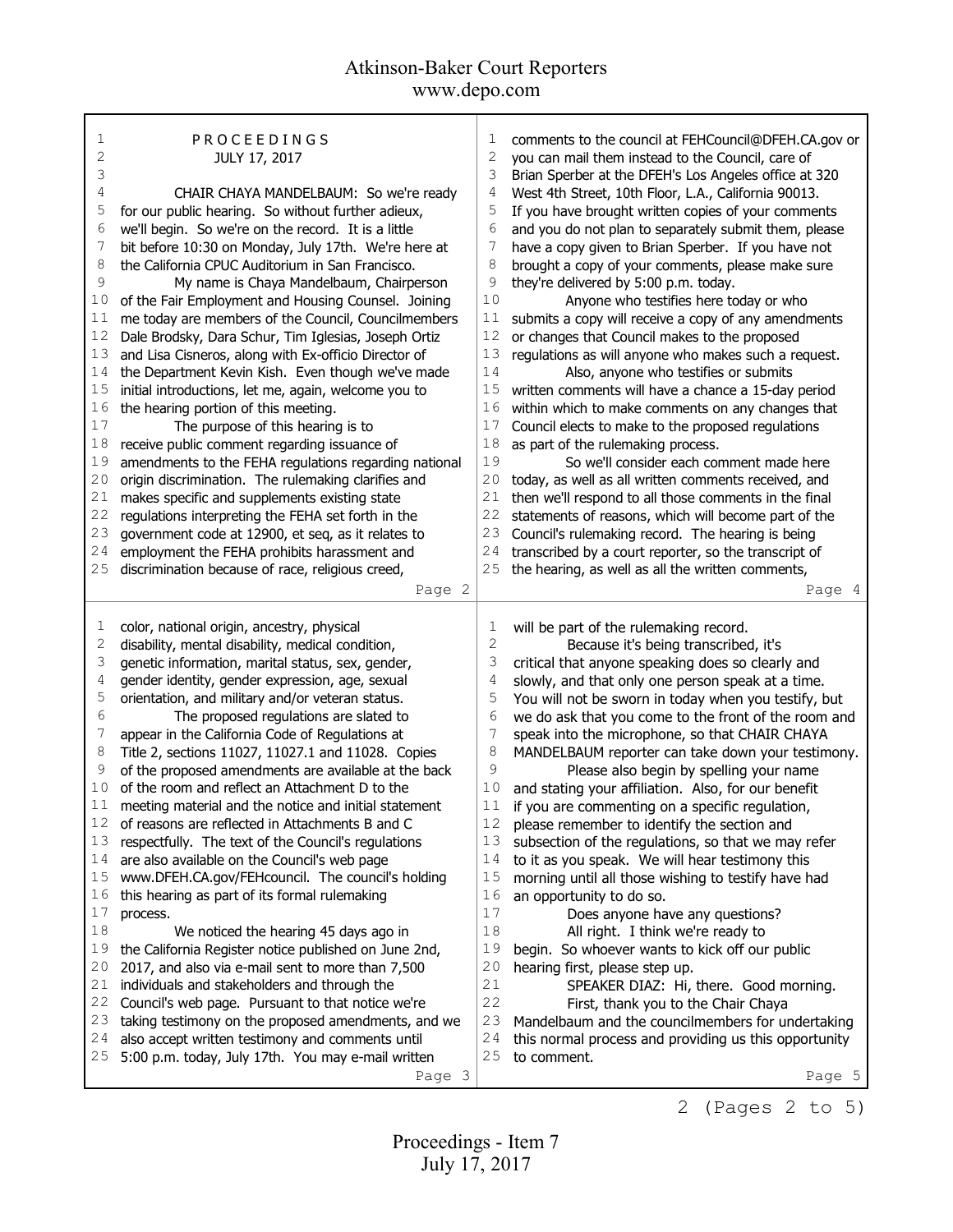# PROCEEDINGS

JULY 17, 2017

CHAIR CHAYA MANDELBAUM: So we're ready for our public hearing. So without further adieux, we'll begin. So we're on the record. It is a little bit before 10:30 on Monday, July 17th. We're here at the California CPUC Auditorium in San Francisco.

My name is Chaya Mandelbaum, Chairperson of the Fair Employment and Housing Counsel. Joining me today are members of the Council, Councilmembers Dale Brodsky, Dara Schur, Tim Iglesias, Joseph Ortiz and Lisa Cisneros, along with Ex-officio Director of the Department Kevin Kish. Even though we've made initial introductions, let me, again, welcome you to the hearing portion of this meeting.

The purpose of this hearing is to receive public comment regarding issuance of amendments to the FEHA regulations regarding national origin discrimination. The rulemaking clarifies and makes specific and supplements existing state regulations interpreting the FEHA set forth in the government code at 12900, et seq, as it relates to employment the FEHA prohibits harassment and discrimination because of race, religious creed, color, national origin, ancestry, physical disability, mental disability, medical condition, genetic information, marital status, sex, gender, gender identity, gender expression, age, sexual orientation, and military and/or veteran status.

The proposed regulations are slated to appear in the California Code of Regulations at Title 2, sections 11027, 11027.1 and 11028. Copies of the proposed amendments are available at the back of the room and reflect an Attachment D to the meeting material and the notice and initial statement of reasons are reflected in Attachments B and C respectfully. The text of the Council's regulations are also available on the Council's web page www.DFEH.CA.gov/FEHcouncil. The council's holding this hearing as part of its formal rulemaking process.

We noticed the hearing 45 days ago in the California Register notice published on June 2nd, 2017, and also via e-mail sent to more than 7,500 individuals and stakeholders and through the Council's web page. Pursuant to that notice we're taking testimony on the proposed amendments, and we also accept written testimony and comments until 5:00 p.m. today, July 17th. You may e-mail written comments to the council at FEHCouncil@DFEH.CA.gov or you can mail them instead to the Council, care of Brian Sperber at the DFEH's Los Angeles office at 320 West 4th Street, 10th Floor, L.A., California 90013. If you have brought written copies of your comments and you do not plan to separately submit them, please have a copy given to Brian Sperber. If you have not brought a copy of your comments, please make sure they're delivered by 5:00 p.m. today.

Anyone who testifies here today or who submits a copy will receive a copy of any amendments or changes that Council makes to the proposed regulations as will anyone who makes such a request.

Also, anyone who testifies or submits written comments will have a chance a 15-day period within which to make comments on any changes that Council elects to make to the proposed regulations as part of the rulemaking process.

So we'll consider each comment made here today, as well as all written comments received, and then we'll respond to all those comments in the final statements of reasons, which will become part of the Council's rulemaking record. The hearing is being transcribed by a court reporter, so the transcript of the hearing, as well as all the written comments, will be part of the rulemaking record.

Because it's being transcribed, it's critical that anyone speaking does so clearly and slowly, and that only one person speak at a time. You will not be sworn in today when you testify, but we do ask that you come to the front of the room and speak into the microphone, so that CHAIR CHAYA MANDELBAUM reporter can take down your testimony.

Please also begin by spelling your name and stating your affiliation. Also, for our benefit if you are commenting on a specific regulation, please remember to identify the section and subsection of the regulations, so that we may refer to it as you speak. We will hear testimony this morning until all those wishing to testify have had an opportunity to do so.

Does anyone have any questions?

All right. I think we're ready to begin. So whoever wants to kick off our public hearing first, please step up.

SPEAKER DIAZ: Hi, there. Good morning.

First, thank you to the Chair Chaya Mandelbaum and the councilmembers for undertaking this normal process and providing us this opportunity to comment.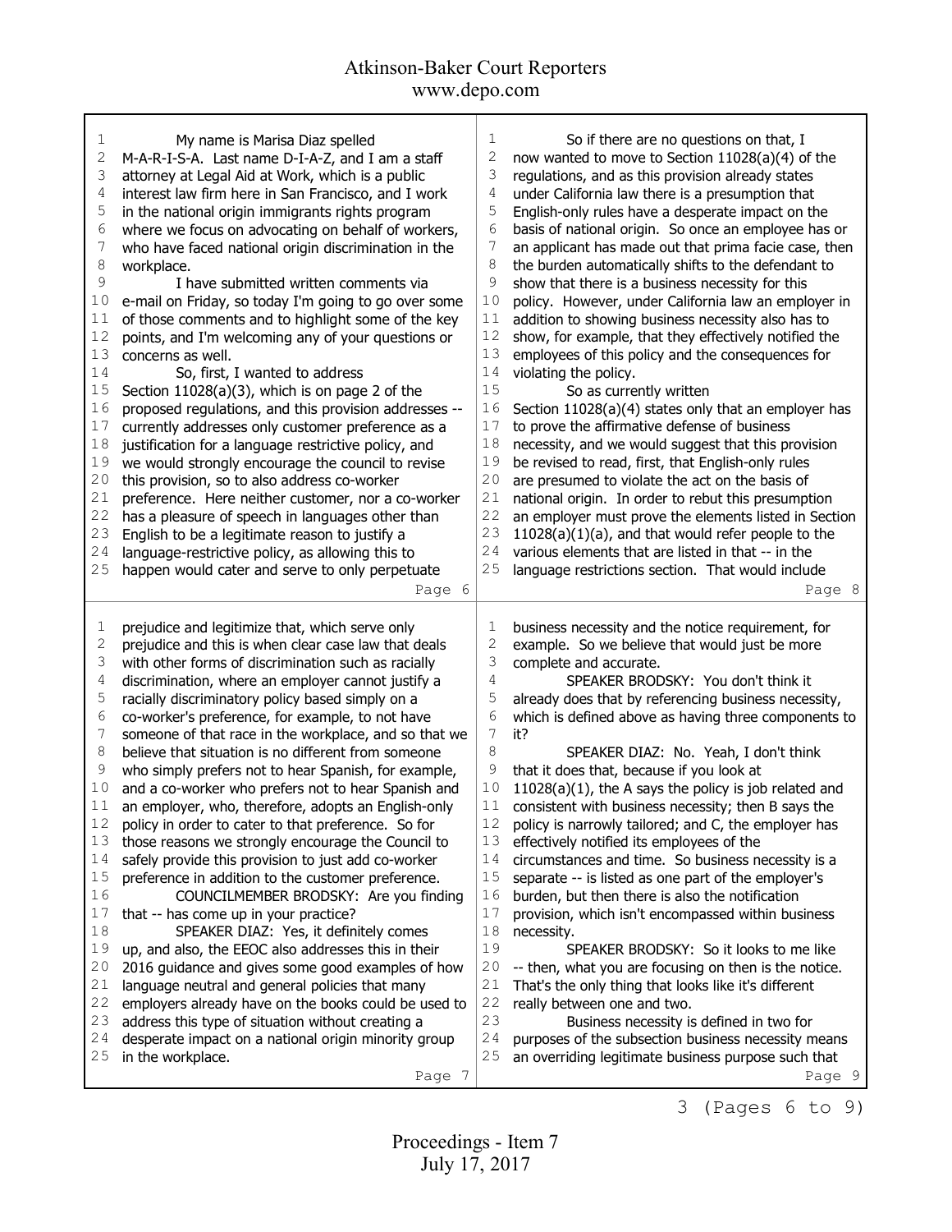My name is Marisa Diaz spelled M-A-R-I-S-A. Last name D-I-A-Z, and I am a staff attorney at Legal Aid at Work, which is a public interest law firm here in San Francisco, and I work in the national origin immigrants rights program where we focus on advocating on behalf of workers, who have faced national origin discrimination in the workplace.

I have submitted written comments via e-mail on Friday, so today I'm going to go over some of those comments and to highlight some of the key points, and I'm welcoming any of your questions or concerns as well.

So, first, I wanted to address Section 11028(a)(3), which is on page 2 of the proposed regulations, and this provision addresses -- currently addresses only customer preference as a justification for a language restrictive policy, and we would strongly encourage the council to revise this provision, so to also address co-worker preference. Here neither customer, nor a co-worker has a pleasure of speech in languages other than English to be a legitimate reason to justify a language-restrictive policy, as allowing this to happen would cater and serve to only perpetuate prejudice and legitimize that, which serve only prejudice and this is when clear case law that deals with other forms of discrimination such as racially discrimination, where an employer cannot justify a racially discriminatory policy based simply on a co-worker's preference, for example, to not have someone of that race in the workplace, and so that we believe that situation is no different from someone who simply prefers not to hear Spanish, for example, and a co-worker who prefers not to hear Spanish and an employer, who, therefore, adopts an English-only policy in order to cater to that preference. So for those reasons we strongly encourage the Council to safely provide this provision to just add co-worker preference in addition to the customer preference.

COUNCILMEMBER BRODSKY: Are you finding that -- has come up in your practice?

SPEAKER DIAZ: Yes, it definitely comes up, and also, the EEOC also addresses this in their 2016 guidance and gives some good examples of how language neutral and general policies that many employers already have on the books could be used to address this type of situation without creating a desperate impact on a national origin minority group in the workplace.

So if there are no questions on that, I now wanted to move to Section 11028(a)(4) of the regulations, and as this provision already states under California law there is a presumption that English-only rules have a desperate impact on the basis of national origin. So once an employee has or an applicant has made out that prima facie case, then the burden automatically shifts to the defendant to show that there is a business necessity for this policy. However, under California law an employer in addition to showing business necessity also has to show, for example, that they effectively notified the employees of this policy and the consequences for violating the policy.

So as currently written Section 11028(a)(4) states only that an employer has to prove the affirmative defense of business necessity, and we would suggest that this provision be revised to read, first, that English-only rules are presumed to violate the act on the basis of national origin. In order to rebut this presumption an employer must prove the elements listed in Section 11028(a)(1)(a), and that would refer people to the various elements that are listed in that -- in the language restrictions section. That would include business necessity and the notice requirement, for example. So we believe that would just be more complete and accurate.

SPEAKER BRODSKY: You don't think it already does that by referencing business necessity, which is defined above as having three components to it?

SPEAKER DIAZ: No. Yeah, I don't think that it does that, because if you look at 11028(a)(1), the A says the policy is job related and consistent with business necessity; then B says the policy is narrowly tailored; and C, the employer has effectively notified its employees of the circumstances and time. So business necessity is a separate -- is listed as one part of the employer's burden, but then there is also the notification provision, which isn't encompassed within business necessity.

SPEAKER BRODSKY: So it looks to me like -- then, what you are focusing on then is the notice. That's the only thing that looks like it's different really between one and two.

Business necessity is defined in two for purposes of the subsection business necessity means an overriding legitimate business purpose such that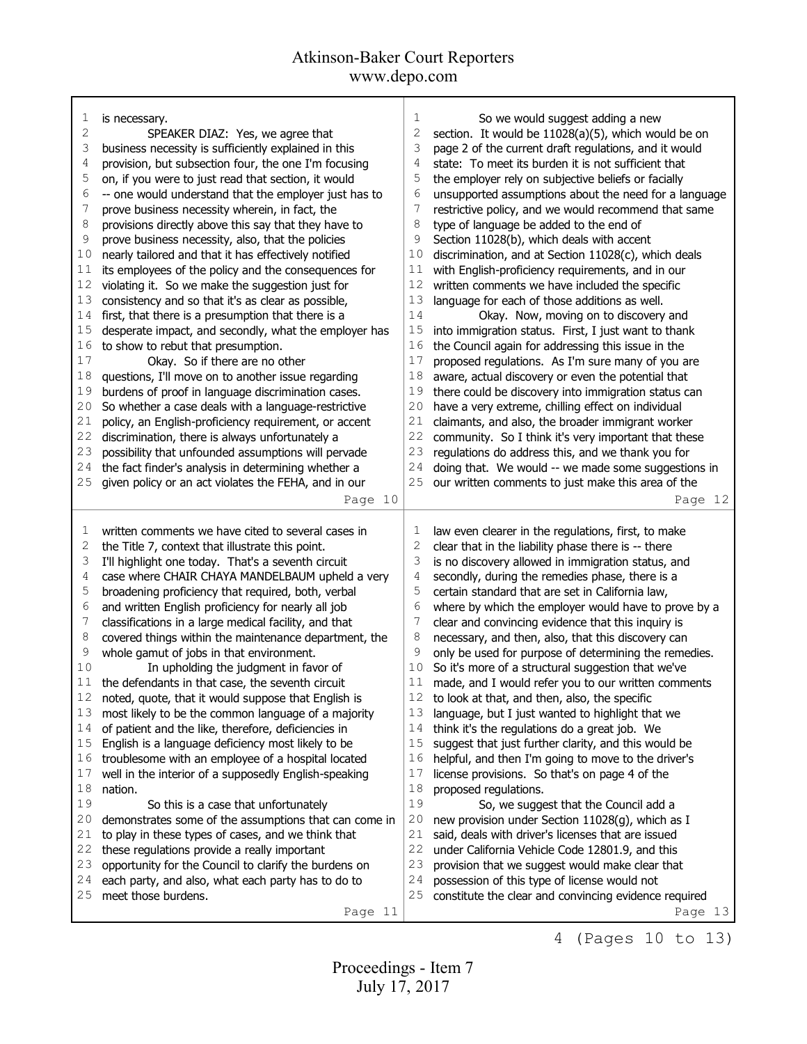is necessary.

SPEAKER DIAZ: Yes, we agree that business necessity is sufficiently explained in this provision, but subsection four, the one I'm focusing on, if you were to just read that section, it would -- one would understand that the employer just has to prove business necessity wherein, in fact, the provisions directly above this say that they have to prove business necessity, also, that the policies nearly tailored and that it has effectively notified its employees of the policy and the consequences for violating it. So we make the suggestion just for consistency and so that it's as clear as possible, first, that there is a presumption that there is a desperate impact, and secondly, what the employer has to show to rebut that presumption.

Okay. So if there are no other questions, I'll move on to another issue regarding burdens of proof in language discrimination cases. So whether a case deals with a language-restrictive policy, an English-proficiency requirement, or accent discrimination, there is always unfortunately a possibility that unfounded assumptions will pervade the fact finder's analysis in determining whether a given policy or an act violates the FEHA, and in our written comments we have cited to several cases in the Title 7, context that illustrate this point. I'll highlight one today. That's a seventh circuit case where CHAIR CHAYA MANDELBAUM upheld a very broadening proficiency that required, both, verbal and written English proficiency for nearly all job classifications in a large medical facility, and that covered things within the maintenance department, the whole gamut of jobs in that environment.

In upholding the judgment in favor of the defendants in that case, the seventh circuit noted, quote, that it would suppose that English is most likely to be the common language of a majority of patient and the like, therefore, deficiencies in English is a language deficiency most likely to be troublesome with an employee of a hospital located well in the interior of a supposedly English-speaking nation.

So this is a case that unfortunately demonstrates some of the assumptions that can come in to play in these types of cases, and we think that these regulations provide a really important opportunity for the Council to clarify the burdens on each party, and also, what each party has to do to meet those burdens.

So we would suggest adding a new section. It would be 11028(a)(5), which would be on page 2 of the current draft regulations, and it would state: To meet its burden it is not sufficient that the employer rely on subjective beliefs or facially unsupported assumptions about the need for a language restrictive policy, and we would recommend that same type of language be added to the end of Section 11028(b), which deals with accent discrimination, and at Section 11028(c), which deals with English-proficiency requirements, and in our written comments we have included the specific language for each of those additions as well.

Okay. Now, moving on to discovery and into immigration status. First, I just want to thank the Council again for addressing this issue in the proposed regulations. As I'm sure many of you are aware, actual discovery or even the potential that there could be discovery into immigration status can have a very extreme, chilling effect on individual claimants, and also, the broader immigrant worker community. So I think it's very important that these regulations do address this, and we thank you for doing that. We would -- we made some suggestions in our written comments to just make this area of the law even clearer in the regulations, first, to make clear that in the liability phase there is -- there is no discovery allowed in immigration status, and secondly, during the remedies phase, there is a certain standard that are set in California law, where by which the employer would have to prove by a clear and convincing evidence that this inquiry is necessary, and then, also, that this discovery can only be used for purpose of determining the remedies. So it's more of a structural suggestion that we've made, and I would refer you to our written comments to look at that, and then, also, the specific language, but I just wanted to highlight that we think it's the regulations do a great job. We suggest that just further clarity, and this would be helpful, and then I'm going to move to the driver's license provisions. So that's on page 4 of the proposed regulations.

So, we suggest that the Council add a new provision under Section 11028(g), which as I said, deals with driver's licenses that are issued under California Vehicle Code 12801.9, and this provision that we suggest would make clear that possession of this type of license would not constitute the clear and convincing evidence required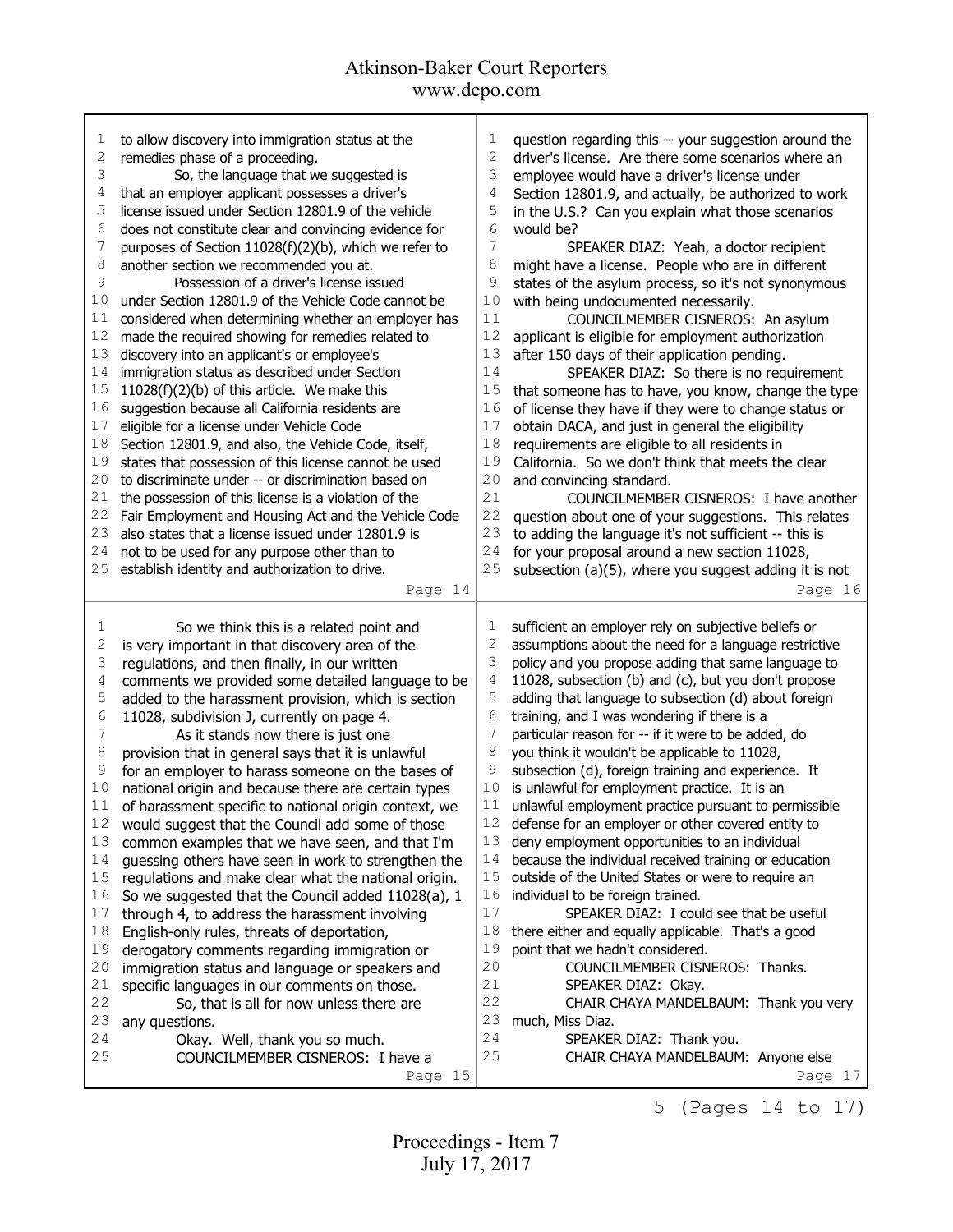to allow discovery into immigration status at the remedies phase of a proceeding.

So, the language that we suggested is that an employer applicant possesses a driver's license issued under Section 12801.9 of the vehicle does not constitute clear and convincing evidence for purposes of Section 11028(f)(2)(b), which we refer to another section we recommended you at.

Possession of a driver's license issued under Section 12801.9 of the Vehicle Code cannot be considered when determining whether an employer has made the required showing for remedies related to discovery into an applicant's or employee's immigration status as described under Section 11028(f)(2)(b) of this article. We make this suggestion because all California residents are eligible for a license under Vehicle Code Section 12801.9, and also, the Vehicle Code, itself, states that possession of this license cannot be used to discriminate under -- or discrimination based on the possession of this license is a violation of the Fair Employment and Housing Act and the Vehicle Code also states that a license issued under 12801.9 is not to be used for any purpose other than to establish identity and authorization to drive.

So we think this is a related point and is very important in that discovery area of the regulations, and then finally, in our written comments we provided some detailed language to be added to the harassment provision, which is section 11028, subdivision J, currently on page 4.

As it stands now there is just one provision that in general says that it is unlawful for an employer to harass someone on the bases of national origin and because there are certain types of harassment specific to national origin context, we would suggest that the Council add some of those common examples that we have seen, and that I'm guessing others have seen in work to strengthen the regulations and make clear what the national origin. So we suggested that the Council added 11028(a), 1 through 4, to address the harassment involving English-only rules, threats of deportation, derogatory comments regarding immigration or immigration status and language or speakers and specific languages in our comments on those.

So, that is all for now unless there are any questions.

Okay. Well, thank you so much.

COUNCILMEMBER CISNEROS: I have a question regarding this -- your suggestion around the driver's license. Are there some scenarios where an employee would have a driver's license under Section 12801.9, and actually, be authorized to work in the U.S.? Can you explain what those scenarios would be?

SPEAKER DIAZ: Yeah, a doctor recipient might have a license. People who are in different states of the asylum process, so it's not synonymous with being undocumented necessarily.

COUNCILMEMBER CISNEROS: An asylum applicant is eligible for employment authorization after 150 days of their application pending.

SPEAKER DIAZ: So there is no requirement that someone has to have, you know, change the type of license they have if they were to change status or obtain DACA, and just in general the eligibility requirements are eligible to all residents in California. So we don't think that meets the clear and convincing standard.

COUNCILMEMBER CISNEROS: I have another question about one of your suggestions. This relates to adding the language it's not sufficient -- this is for your proposal around a new section 11028, subsection (a)(5), where you suggest adding it is not sufficient an employer rely on subjective beliefs or assumptions about the need for a language restrictive policy and you propose adding that same language to 11028, subsection (b) and (c), but you don't propose adding that language to subsection (d) about foreign training, and I was wondering if there is a particular reason for -- if it were to be added, do you think it wouldn't be applicable to 11028, subsection (d), foreign training and experience. It is unlawful for employment practice. It is an unlawful employment practice pursuant to permissible defense for an employer or other covered entity to deny employment opportunities to an individual because the individual received training or education outside of the United States or were to require an individual to be foreign trained.

SPEAKER DIAZ: I could see that be useful there either and equally applicable. That's a good point that we hadn't considered.

COUNCILMEMBER CISNEROS: Thanks.

SPEAKER DIAZ: Okay.

CHAIR CHAYA MANDELBAUM: Thank you very much, Miss Diaz.

SPEAKER DIAZ: Thank you.

CHAIR CHAYA MANDELBAUM: Anyone else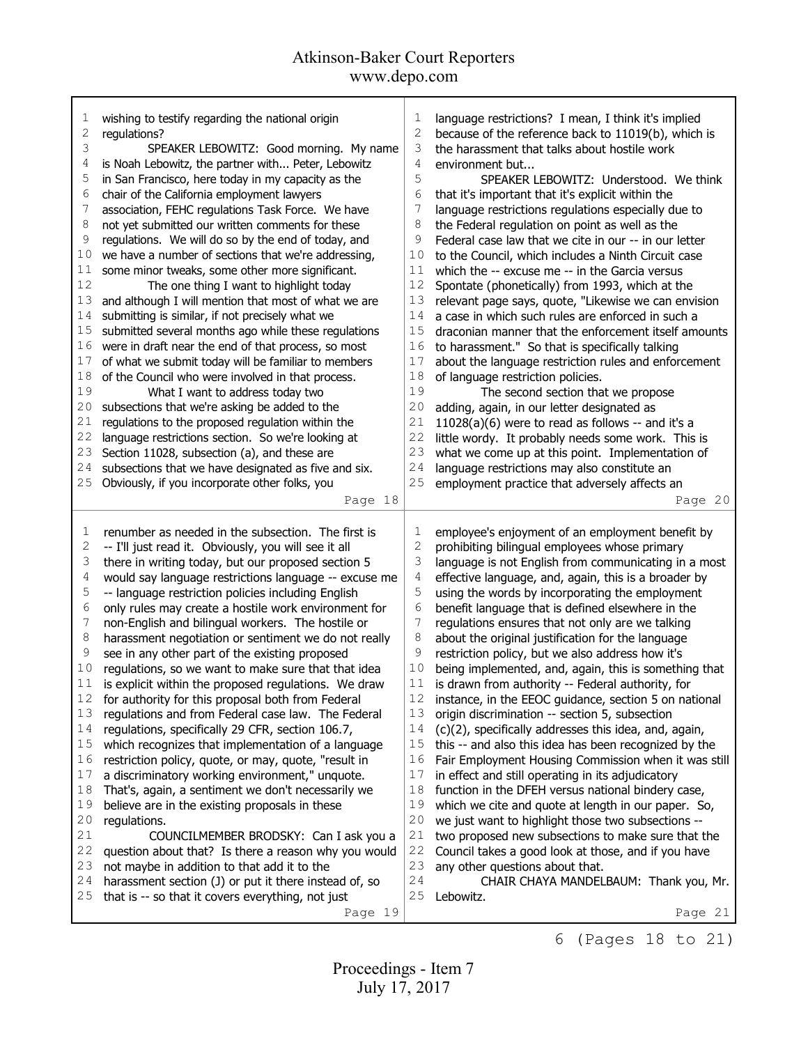wishing to testify regarding the national origin regulations?

SPEAKER LEBOWITZ: Good morning. My name is Noah Lebowitz, the partner with... Peter, Lebowitz in San Francisco, here today in my capacity as the chair of the California employment lawyers association, FEHC regulations Task Force. We have not yet submitted our written comments for these regulations. We will do so by the end of today, and we have a number of sections that we're addressing, some minor tweaks, some other more significant.

The one thing I want to highlight today and although I will mention that most of what we are submitting is similar, if not precisely what we submitted several months ago while these regulations were in draft near the end of that process, so most of what we submit today will be familiar to members of the Council who were involved in that process.

What I want to address today two subsections that we're asking be added to the regulations to the proposed regulation within the language restrictions section. So we're looking at Section 11028, subsection (a), and these are subsections that we have designated as five and six. Obviously, if you incorporate other folks, you renumber as needed in the subsection. The first is -- I'll just read it. Obviously, you will see it all there in writing today, but our proposed section 5 would say language restrictions language -- excuse me -- language restriction policies including English only rules may create a hostile work environment for non-English and bilingual workers. The hostile or harassment negotiation or sentiment we do not really see in any other part of the existing proposed regulations, so we want to make sure that that idea is explicit within the proposed regulations. We draw for authority for this proposal both from Federal regulations and from Federal case law. The Federal regulations, specifically 29 CFR, section 106.7, which recognizes that implementation of a language restriction policy, quote, or may, quote, "result in a discriminatory working environment," unquote. That's, again, a sentiment we don't necessarily we believe are in the existing proposals in these regulations.

COUNCILMEMBER BRODSKY: Can I ask you a question about that? Is there a reason why you would not maybe in addition to that add it to the harassment section (J) or put it there instead of, so that is -- so that it covers everything, not just language restrictions? I mean, I think it's implied because of the reference back to 11019(b), which is the harassment that talks about hostile work environment but...

SPEAKER LEBOWITZ: Understood. We think that it's important that it's explicit within the language restrictions regulations especially due to the Federal regulation on point as well as the Federal case law that we cite in our -- in our letter to the Council, which includes a Ninth Circuit case which the -- excuse me -- in the Garcia versus Spontate (phonetically) from 1993, which at the relevant page says, quote, "Likewise we can envision a case in which such rules are enforced in such a draconian manner that the enforcement itself amounts to harassment." So that is specifically talking about the language restriction rules and enforcement of language restriction policies.

The second section that we propose adding, again, in our letter designated as 11028(a)(6) were to read as follows -- and it's a little wordy. It probably needs some work. This is what we come up at this point. Implementation of language restrictions may also constitute an employment practice that adversely affects an employee's enjoyment of an employment benefit by prohibiting bilingual employees whose primary language is not English from communicating in a most effective language, and, again, this is a broader by using the words by incorporating the employment benefit language that is defined elsewhere in the regulations ensures that not only are we talking about the original justification for the language restriction policy, but we also address how it's being implemented, and, again, this is something that is drawn from authority -- Federal authority, for instance, in the EEOC guidance, section 5 on national origin discrimination -- section 5, subsection (c)(2), specifically addresses this idea, and, again, this -- and also this idea has been recognized by the Fair Employment Housing Commission when it was still in effect and still operating in its adjudicatory function in the DFEH versus national bindery case, which we cite and quote at length in our paper. So, we just want to highlight those two subsections -- two proposed new subsections to make sure that the Council takes a good look at those, and if you have any other questions about that.

CHAIR CHAYA MANDELBAUM: Thank you, Mr. Lebowitz.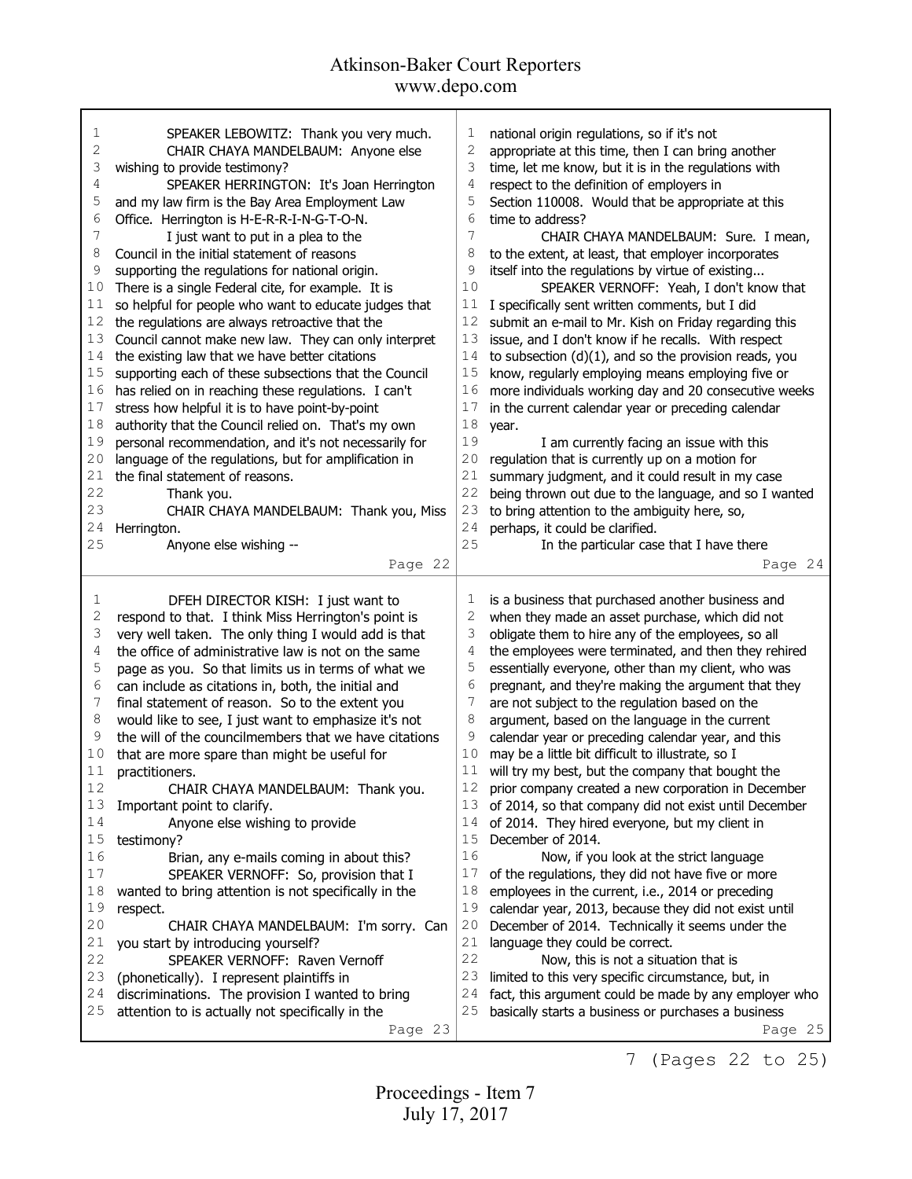SPEAKER LEBOWITZ: Thank you very much.

CHAIR CHAYA MANDELBAUM: Anyone else wishing to provide testimony?

SPEAKER HERRINGTON: It's Joan Herrington and my law firm is the Bay Area Employment Law Office. Herrington is H-E-R-R-I-N-G-T-O-N.

I just want to put in a plea to the Council in the initial statement of reasons supporting the regulations for national origin. There is a single Federal cite, for example. It is so helpful for people who want to educate judges that the regulations are always retroactive that the Council cannot make new law. They can only interpret the existing law that we have better citations supporting each of these subsections that the Council has relied on in reaching these regulations. I can't stress how helpful it is to have point-by-point authority that the Council relied on. That's my own personal recommendation, and it's not necessarily for language of the regulations, but for amplification in the final statement of reasons.

Thank you.

CHAIR CHAYA MANDELBAUM: Thank you, Miss Herrington.

Anyone else wishing --

DFEH DIRECTOR KISH: I just want to respond to that. I think Miss Herrington's point is very well taken. The only thing I would add is that the office of administrative law is not on the same page as you. So that limits us in terms of what we can include as citations in, both, the initial and final statement of reason. So to the extent you would like to see, I just want to emphasize it's not the will of the councilmembers that we have citations that are more spare than might be useful for practitioners.

CHAIR CHAYA MANDELBAUM: Thank you. Important point to clarify.

Anyone else wishing to provide testimony?

Brian, any e-mails coming in about this?

SPEAKER VERNOFF: So, provision that I wanted to bring attention is not specifically in the respect.

CHAIR CHAYA MANDELBAUM: I'm sorry. Can you start by introducing yourself?

SPEAKER VERNOFF: Raven Vernoff (phonetically). I represent plaintiffs in discriminations. The provision I wanted to bring attention to is actually not specifically in the national origin regulations, so if it's not appropriate at this time, then I can bring another time, let me know, but it is in the regulations with respect to the definition of employers in Section 110008. Would that be appropriate at this time to address?

CHAIR CHAYA MANDELBAUM: Sure. I mean, to the extent, at least, that employer incorporates itself into the regulations by virtue of existing...

SPEAKER VERNOFF: Yeah, I don't know that I specifically sent written comments, but I did submit an e-mail to Mr. Kish on Friday regarding this issue, and I don't know if he recalls. With respect to subsection (d)(1), and so the provision reads, you know, regularly employing means employing five or more individuals working day and 20 consecutive weeks in the current calendar year or preceding calendar year.

I am currently facing an issue with this regulation that is currently up on a motion for summary judgment, and it could result in my case being thrown out due to the language, and so I wanted to bring attention to the ambiguity here, so, perhaps, it could be clarified.

In the particular case that I have there is a business that purchased another business and when they made an asset purchase, which did not obligate them to hire any of the employees, so all the employees were terminated, and then they rehired essentially everyone, other than my client, who was pregnant, and they're making the argument that they are not subject to the regulation based on the argument, based on the language in the current calendar year or preceding calendar year, and this may be a little bit difficult to illustrate, so I will try my best, but the company that bought the prior company created a new corporation in December of 2014, so that company did not exist until December of 2014. They hired everyone, but my client in December of 2014.

Now, if you look at the strict language of the regulations, they did not have five or more employees in the current, i.e., 2014 or preceding calendar year, 2013, because they did not exist until December of 2014. Technically it seems under the language they could be correct.

Now, this is not a situation that is limited to this very specific circumstance, but, in fact, this argument could be made by any employer who basically starts a business or purchases a business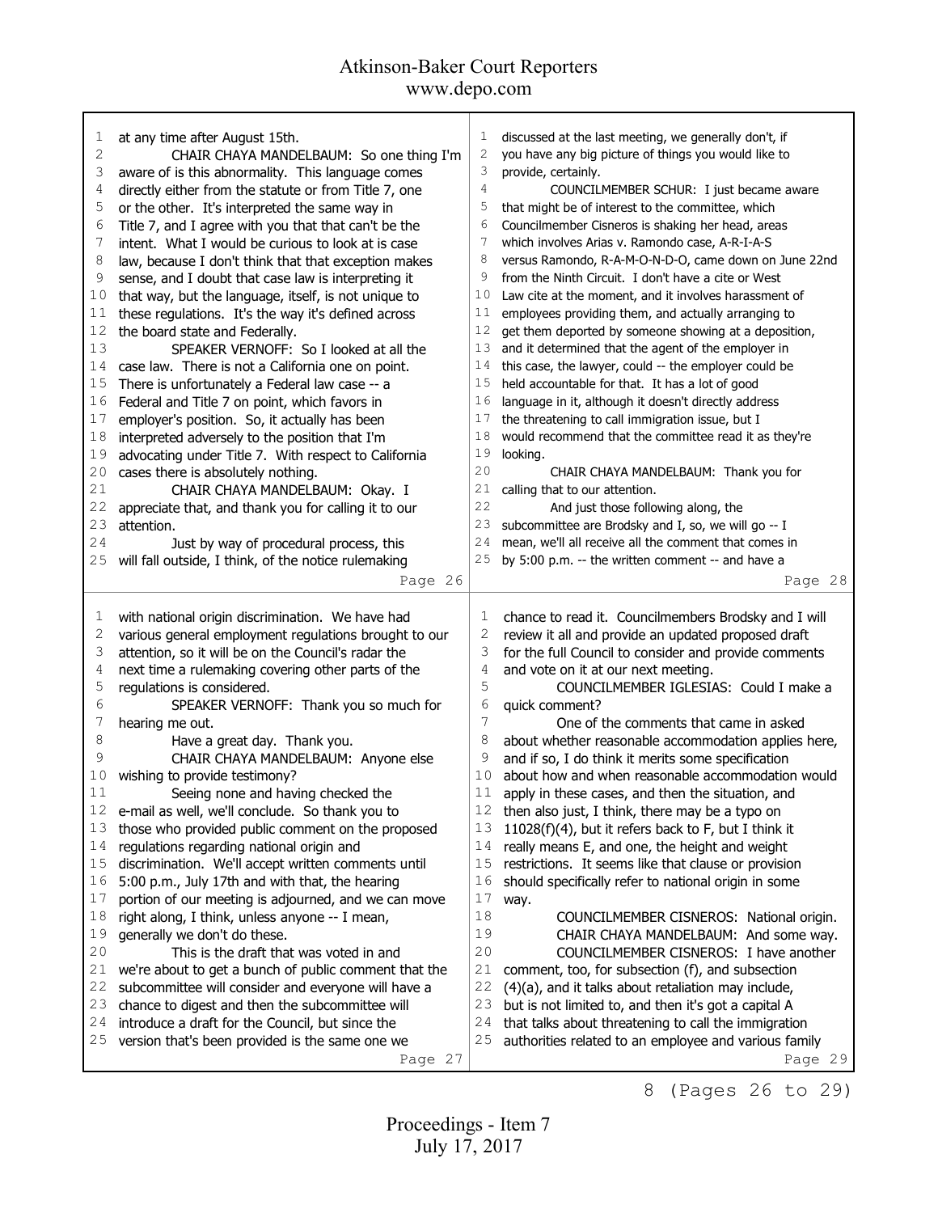at any time after August 15th.

CHAIR CHAYA MANDELBAUM: So one thing I'm aware of is this abnormality. This language comes directly either from the statute or from Title 7, one or the other. It's interpreted the same way in Title 7, and I agree with you that that can't be the intent. What I would be curious to look at is case law, because I don't think that that exception makes sense, and I doubt that case law is interpreting it that way, but the language, itself, is not unique to these regulations. It's the way it's defined across the board state and Federally.

SPEAKER VERNOFF: So I looked at all the case law. There is not a California one on point. There is unfortunately a Federal law case -- a Federal and Title 7 on point, which favors in employer's position. So, it actually has been interpreted adversely to the position that I'm advocating under Title 7. With respect to California cases there is absolutely nothing.

CHAIR CHAYA MANDELBAUM: Okay. I appreciate that, and thank you for calling it to our attention.

Just by way of procedural process, this will fall outside, I think, of the notice rulemaking with national origin discrimination. We have had various general employment regulations brought to our attention, so it will be on the Council's radar the next time a rulemaking covering other parts of the regulations is considered.

SPEAKER VERNOFF: Thank you so much for hearing me out.

Have a great day. Thank you.

CHAIR CHAYA MANDELBAUM: Anyone else wishing to provide testimony?

Seeing none and having checked the e-mail as well, we'll conclude. So thank you to those who provided public comment on the proposed regulations regarding national origin and discrimination. We'll accept written comments until 5:00 p.m., July 17th and with that, the hearing portion of our meeting is adjourned, and we can move right along, I think, unless anyone -- I mean, generally we don't do these.

This is the draft that was voted in and we're about to get a bunch of public comment that the subcommittee will consider and everyone will have a chance to digest and then the subcommittee will introduce a draft for the Council, but since the version that's been provided is the same one we discussed at the last meeting, we generally don't, if you have any big picture of things you would like to provide, certainly.

COUNCILMEMBER SCHUR: I just became aware that might be of interest to the committee, which Councilmember Cisneros is shaking her head, areas which involves Arias v. Ramondo case, A-R-I-A-S versus Ramondo, R-A-M-O-N-D-O, came down on June 22nd from the Ninth Circuit. I don't have a cite or West Law cite at the moment, and it involves harassment of employees providing them, and actually arranging to get them deported by someone showing at a deposition, and it determined that the agent of the employer in this case, the lawyer, could -- the employer could be held accountable for that. It has a lot of good language in it, although it doesn't directly address the threatening to call immigration issue, but I would recommend that the committee read it as they're looking.

CHAIR CHAYA MANDELBAUM: Thank you for calling that to our attention.

And just those following along, the subcommittee are Brodsky and I, so, we will go -- I mean, we'll all receive all the comment that comes in by 5:00 p.m. -- the written comment -- and have a chance to read it. Councilmembers Brodsky and I will review it all and provide an updated proposed draft for the full Council to consider and provide comments and vote on it at our next meeting.

COUNCILMEMBER IGLESIAS: Could I make a quick comment?

One of the comments that came in asked about whether reasonable accommodation applies here, and if so, I do think it merits some specification about how and when reasonable accommodation would apply in these cases, and then the situation, and then also just, I think, there may be a typo on 11028(f)(4), but it refers back to F, but I think it really means E, and one, the height and weight restrictions. It seems like that clause or provision should specifically refer to national origin in some way.

COUNCILMEMBER CISNEROS: National origin.

CHAIR CHAYA MANDELBAUM: And some way.

COUNCILMEMBER CISNEROS: I have another comment, too, for subsection (f), and subsection (4)(a), and it talks about retaliation may include, but is not limited to, and then it's got a capital A that talks about threatening to call the immigration authorities related to an employee and various family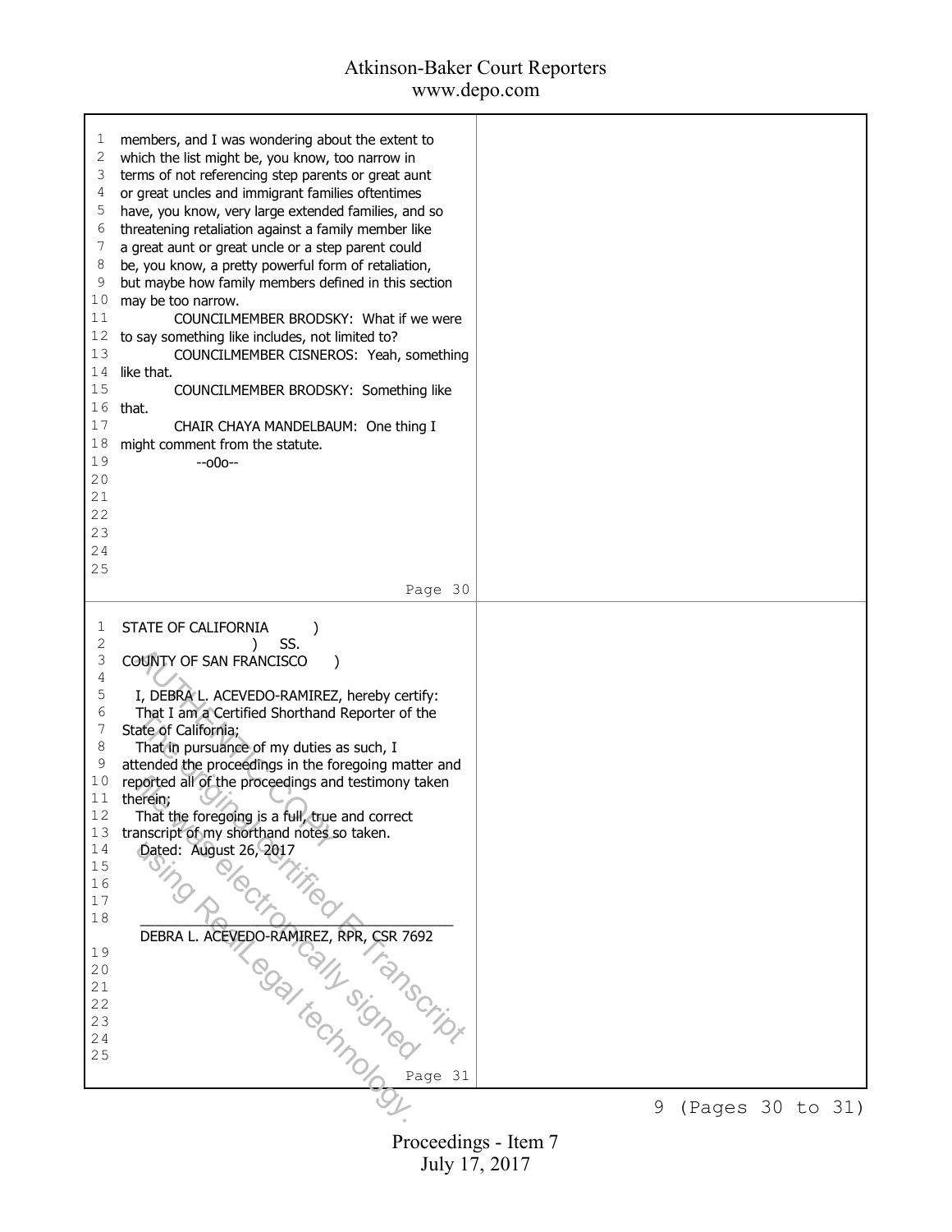members, and I was wondering about the extent to which the list might be, you know, too narrow in terms of not referencing step parents or great aunt or great uncles and immigrant families oftentimes have, you know, very large extended families, and so threatening retaliation against a family member like a great aunt or great uncle or a step parent could be, you know, a pretty powerful form of retaliation, but maybe how family members defined in this section may be too narrow.

COUNCILMEMBER BRODSKY: What if we were to say something like includes, not limited to?

COUNCILMEMBER CISNEROS: Yeah, something like that.

COUNCILMEMBER BRODSKY: Something like that.

CHAIR CHAYA MANDELBAUM: One thing I might comment from the statute.

--o0o--

STATE OF CALIFORNIA )
) SS.
COUNTY OF SAN FRANCISCO )

I, DEBRA L. ACEVEDO-RAMIREZ, hereby certify:

That I am a Certified Shorthand Reporter of the State of California;

That in pursuance of my duties as such, I attended the proceedings in the foregoing matter and reported all of the proceedings and testimony taken therein;

That the foregoing is a full, true and correct transcript of my shorthand notes so taken.

Dated: August 26, 2017

DEBRA L. ACEVEDO-RAMIREZ, RPR, CSR 7692

AUTHENTIC COPY
This original certified E-Transcript was electronically signed using RealLegal technology.

Proceedings - Item 7
July 17, 2017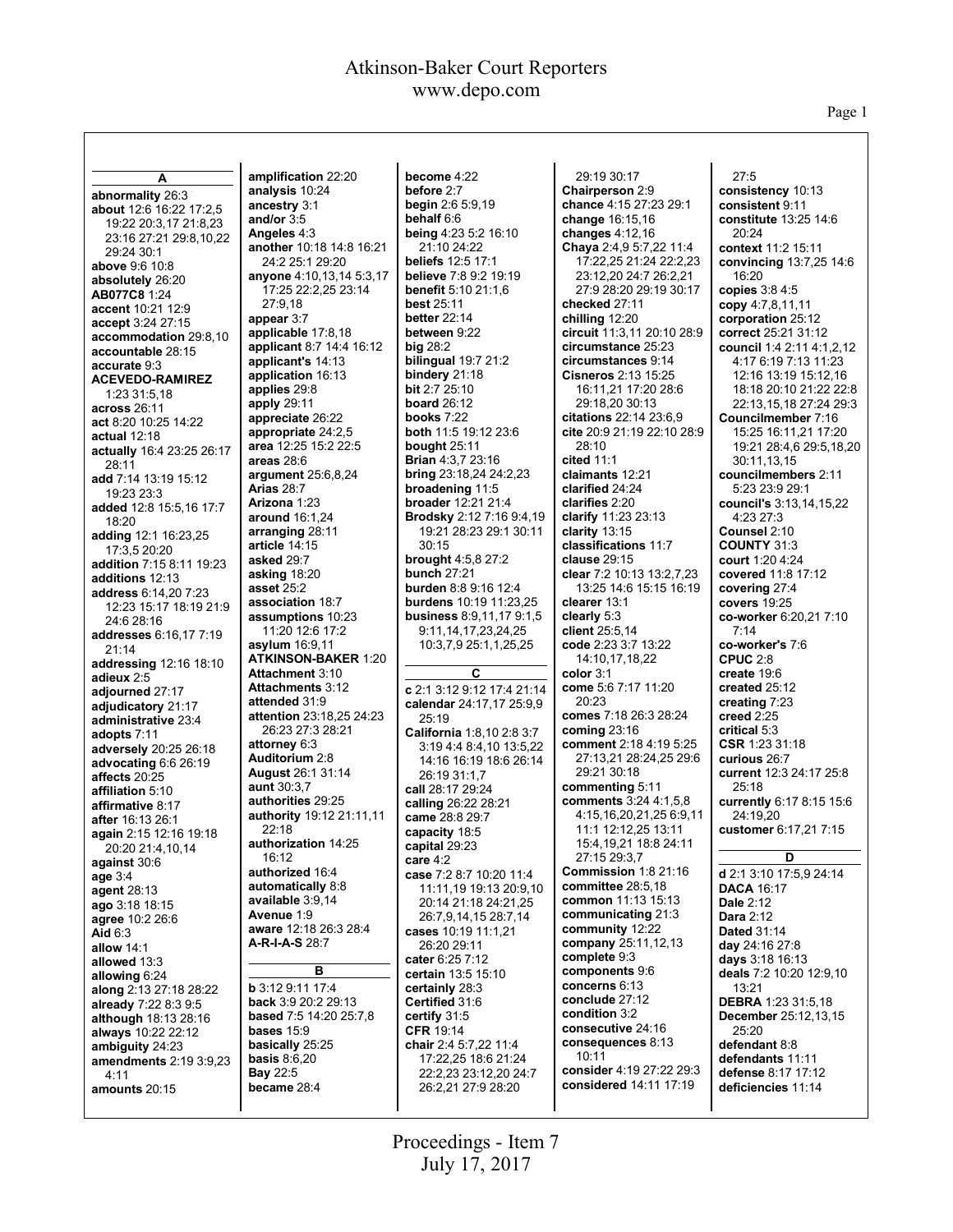**A**

**abnormality** 26:3
**about** 12:6 16:22 17:2,5 19:22 20:3,17 21:8,23 23:16 27:21 29:8,10,22 29:24 30:1
**above** 9:6 10:8
**absolutely** 26:20
**AB077C8** 1:24
**accent** 10:21 12:9
**accept** 3:24 27:15
**accommodation** 29:8,10
**accountable** 28:15
**accurate** 9:3
**ACEVEDO-RAMIREZ** 1:23 31:5,18
**across** 26:11
**act** 8:20 10:25 14:22
**actual** 12:18
**actually** 16:4 23:25 26:17 28:11
**add** 7:14 13:19 15:12 19:23 23:3
**added** 12:8 15:5,16 17:7 18:20
**adding** 12:1 16:23,25 17:3,5 20:20
**addition** 7:15 8:11 19:23
**additions** 12:13
**address** 6:14,20 7:23 12:23 15:17 18:19 21:9 24:6 28:16
**addresses** 6:16,17 7:19 21:14
**addressing** 12:16 18:10
**adieux** 2:5
**adjourned** 27:17
**adjudicatory** 21:17
**administrative** 23:4
**adopts** 7:11
**adversely** 20:25 26:18
**advocating** 6:6 26:19
**affects** 20:25
**affiliation** 5:10
**affirmative** 8:17
**after** 16:13 26:1
**again** 2:15 12:16 19:18 20:20 21:4,10,14
**against** 30:6
**age** 3:4
**agent** 28:13
**ago** 3:18 18:15
**agree** 10:2 26:6
**Aid** 6:3
**allow** 14:1
**allowed** 13:3
**allowing** 6:24
**along** 2:13 27:18 28:22
**already** 7:22 8:3 9:5
**although** 18:13 28:16
**always** 10:22 22:12
**ambiguity** 24:23
**amendments** 2:19 3:9,23 4:11
**amounts** 20:15
**amplification** 22:20
**analysis** 10:24
**ancestry** 3:1
**and/or** 3:5
**Angeles** 4:3
**another** 10:18 14:8 16:21 24:2 25:1 29:20
**anyone** 4:10,13,14 5:3,17 17:25 22:2,25 23:14 27:9,18
**appear** 3:7
**applicable** 17:8,18
**applicant** 8:7 14:4 16:12
**applicant's** 14:13
**application** 16:13
**applies** 29:8
**apply** 29:11
**appreciate** 26:22
**appropriate** 24:2,5
**area** 12:25 15:2 22:5
**areas** 28:6
**argument** 25:6,8,24
**Arias** 28:7
**Arizona** 1:23
**around** 16:1,24
**arranging** 28:11
**article** 14:15
**asked** 29:7
**asking** 18:20
**asset** 25:2
**association** 18:7
**assumptions** 10:23 11:20 12:6 17:2
**asylum** 16:9,11
**ATKINSON-BAKER** 1:20
**Attachment** 3:10
**Attachments** 3:12
**attended** 31:9
**attention** 23:18,25 24:23 26:23 27:3 28:21
**attorney** 6:3
**Auditorium** 2:8
**August** 26:1 31:14
**aunt** 30:3,7
**authorities** 29:25
**authority** 19:12 21:11,11 22:18
**authorization** 14:25 16:12
**authorized** 16:4
**automatically** 8:8
**available** 3:9,14
**Avenue** 1:9
**aware** 12:18 26:3 28:4
**A-R-I-A-S** 28:7

**B**

**b** 3:12 9:11 17:4
**back** 3:9 20:2 29:13
**based** 7:5 14:20 25:7,8
**bases** 15:9
**basically** 25:25
**basis** 8:6,20
**Bay** 22:5
**became** 28:4
**become** 4:22
**before** 2:7
**begin** 2:6 5:9,19
**behalf** 6:6
**being** 4:23 5:2 16:10 21:10 24:22
**beliefs** 12:5 17:1
**believe** 7:8 9:2 19:19
**benefit** 5:10 21:1,6
**best** 25:11
**better** 22:14
**between** 9:22
**big** 28:2
**bilingual** 19:7 21:2
**bindery** 21:18
**bit** 2:7 25:10
**board** 26:12
**books** 7:22
**both** 11:5 19:12 23:6
**bought** 25:11
**Brian** 4:3,7 23:16
**bring** 23:18,24 24:2,23
**broadening** 11:5
**broader** 12:21 21:4
**Brodsky** 2:12 7:16 9:4,19 19:21 28:23 29:1 30:11 30:15
**brought** 4:5,8 27:2
**bunch** 27:21
**burden** 8:8 9:16 12:4
**burdens** 10:19 11:23,25
**business** 8:9,11,17 9:1,5 9:11,14,17,23,24,25 10:3,7,9 25:1,1,25,25

**C**

**c** 2:1 3:12 9:12 17:4 21:14
**calendar** 24:17,17 25:9,9 25:19
**California** 1:8,10 2:8 3:7 3:19 4:4 8:4,10 13:5,22 14:16 16:19 18:6 26:14 26:19 31:1,7
**call** 28:17 29:24
**calling** 26:22 28:21
**came** 28:8 29:7
**capacity** 18:5
**capital** 29:23
**care** 4:2
**case** 7:2 8:7 10:20 11:4 11:11,19 19:13 20:9,10 20:14 21:18 24:21,25 26:7,9,14,15 28:7,14
**cases** 10:19 11:1,21 26:20 29:11
**cater** 6:25 7:12
**certain** 13:5 15:10
**certainly** 28:3
**Certified** 31:6
**certify** 31:5
**CFR** 19:14
**chair** 2:4 5:7,22 11:4 17:22,25 18:6 21:24 22:2,23 23:12,20 24:7 26:2,21 27:9 28:20
29:19 30:17
**Chairperson** 2:9
**chance** 4:15 27:23 29:1
**change** 16:15,16
**changes** 4:12,16
**Chaya** 2:4,9 5:7,22 11:4 17:22,25 21:24 22:2,23 23:12,20 24:7 26:2,21 27:9 28:20 29:19 30:17
**checked** 27:11
**chilling** 12:20
**circuit** 11:3,11 20:10 28:9
**circumstance** 25:23
**circumstances** 9:14
**Cisneros** 2:13 15:25 16:11,21 17:20 28:6 29:18,20 30:13
**citations** 22:14 23:6,9
**cite** 20:9 21:19 22:10 28:9 28:10
**cited** 11:1
**claimants** 12:21
**clarified** 24:24
**clarifies** 2:20
**clarify** 11:23 23:13
**clarity** 13:15
**classifications** 11:7
**clause** 29:15
**clear** 7:2 10:13 13:2,7,23 13:25 14:6 15:15 16:19
**clearer** 13:1
**clearly** 5:3
**client** 25:5,14
**code** 2:23 3:7 13:22 14:10,17,18,22
**color** 3:1
**come** 5:6 7:17 11:20 20:23
**comes** 7:18 26:3 28:24
**coming** 23:16
**comment** 2:18 4:19 5:25 27:13,21 28:24,25 29:6 29:21 30:18
**commenting** 5:11
**comments** 3:24 4:1,5,8 4:15,16,20,21,25 6:9,11 11:1 12:12,25 13:11 15:4,19,21 18:8 24:11 27:15 29:3,7
**Commission** 1:8 21:16
**committee** 28:5,18
**common** 11:13 15:13
**communicating** 21:3
**community** 12:22
**company** 25:11,12,13
**complete** 9:3
**components** 9:6
**concerns** 6:13
**conclude** 27:12
**condition** 3:2
**consecutive** 24:16
**consequences** 8:13 10:11
**consider** 4:19 27:22 29:3
**considered** 14:11 17:19
27:5
**consistency** 10:13
**consistent** 9:11
**constitute** 13:25 14:6 20:24
**context** 11:2 15:11
**convincing** 13:7,25 14:6 16:20
**copies** 3:8 4:5
**copy** 4:7,8,11,11
**corporation** 25:12
**correct** 25:21 31:12
**council** 1:4 2:11 4:1,2,12 4:17 6:19 7:13 11:23 12:16 13:19 15:12,16 18:18 20:10 21:22 22:8 22:13,15,18 27:24 29:3
**Councilmember** 7:16 15:25 16:11,21 17:20 19:21 28:4,6 29:5,18,20 30:11,13,15
**councilmembers** 2:11 5:23 23:9 29:1
**council's** 3:13,14,15,22 4:23 27:3
**Counsel** 2:10
**COUNTY** 31:3
**court** 1:20 4:24
**covered** 11:8 17:12
**covering** 27:4
**covers** 19:25
**co-worker** 6:20,21 7:10 7:14
**co-worker's** 7:6
**CPUC** 2:8
**create** 19:6
**created** 25:12
**creating** 7:23
**creed** 2:25
**critical** 5:3
**CSR** 1:23 31:18
**curious** 26:7
**current** 12:3 24:17 25:8 25:18
**currently** 6:17 8:15 15:6 24:19,20
**customer** 6:17,21 7:15

**D**

**d** 2:1 3:10 17:5,9 24:14
**DACA** 16:17
**Dale** 2:12
**Dara** 2:12
**Dated** 31:14
**day** 24:16 27:8
**days** 3:18 16:13
**deals** 7:2 10:20 12:9,10 13:21
**DEBRA** 1:23 31:5,18
**December** 25:12,13,15 25:20
**defendant** 8:8
**defendants** 11:11
**defense** 8:17 17:12
**deficiencies** 11:14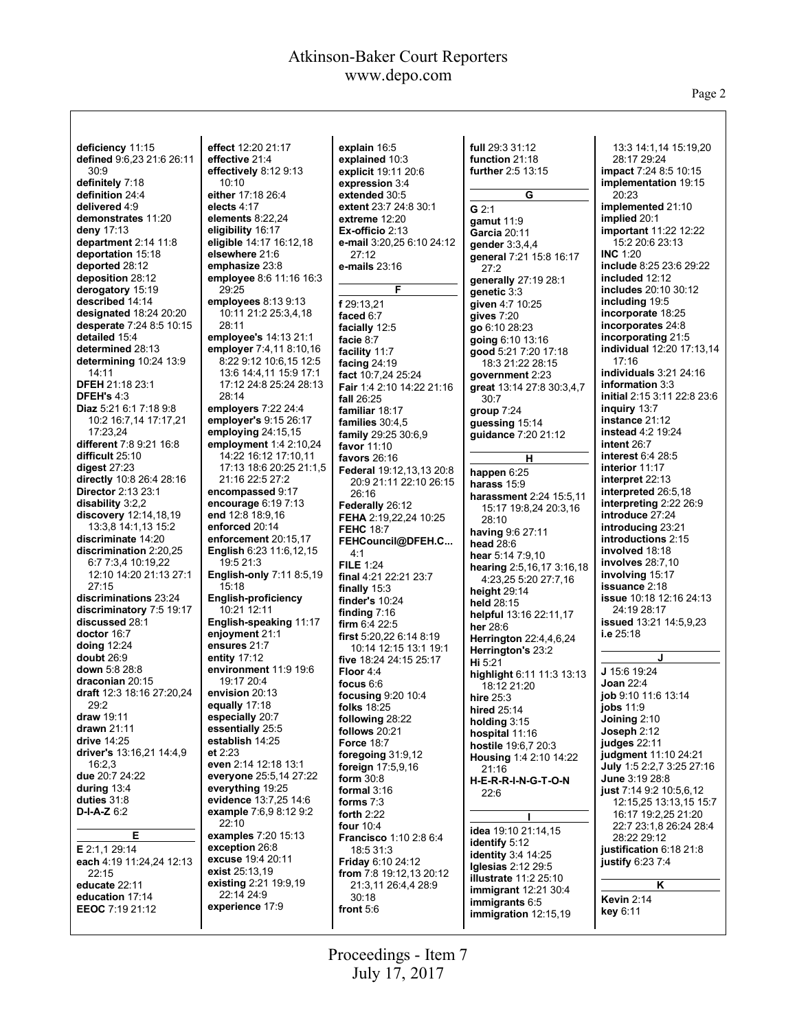deficiency 11:15
defined 9:6,23 21:6 26:11 30:9
definitely 7:18
definition 24:4
delivered 4:9
demonstrates 11:20
deny 17:13
department 2:14 11:8
deportation 15:18
deported 28:12
deposition 28:12
derogatory 15:19
described 14:14
designated 18:24 20:20
desperate 7:24 8:5 10:15
detailed 15:4
determined 28:13
determining 10:24 13:9 14:11
DFEH 21:18 23:1
DFEH's 4:3
Diaz 5:21 6:1 7:18 9:8 10:2 16:7,14 17:17,21 17:23,24
different 7:8 9:21 16:8
difficult 25:10
digest 27:23
directly 10:8 26:4 28:16
Director 2:13 23:1
disability 3:2,2
discovery 12:14,18,19 13:3,8 14:1,13 15:2
discriminate 14:20
discrimination 2:20,25 6:7 7:3,4 10:19,22 12:10 14:20 21:13 27:1 27:15
discriminations 23:24
discriminatory 7:5 19:17
discussed 28:1
doctor 16:7
doing 12:24
doubt 26:9
down 5:8 28:8
draconian 20:15
draft 12:3 18:16 27:20,24 29:2
draw 19:11
drawn 21:11
drive 14:25
driver's 13:16,21 14:4,9 16:2,3
due 20:7 24:22
during 13:4
duties 31:8
D-I-A-Z 6:2

**E**

E 2:1,1 29:14
each 4:19 11:24,24 12:13 22:15
educate 22:11
education 17:14
EEOC 7:19 21:12
effect 12:20 21:17
effective 21:4
effectively 8:12 9:13 10:10
either 17:18 26:4
elects 4:17
elements 8:22,24
eligibility 16:17
eligible 14:17 16:12,18
elsewhere 21:6
emphasize 23:8
employee 8:6 11:16 16:3 29:25
employees 8:13 9:13 10:11 21:2 25:3,4,18 28:11
employee's 14:13 21:1
employer 7:4,11 8:10,16 8:22 9:12 10:6,15 12:5 13:6 14:4,11 15:9 17:1 17:12 24:8 25:24 28:13 28:14
employers 7:22 24:4
employer's 9:15 26:17
employing 24:15,15
employment 1:4 2:10,24 14:22 16:12 17:10,11 17:13 18:6 20:25 21:1,5 21:16 22:5 27:2
encompassed 9:17
encourage 6:19 7:13
end 12:8 18:9,16
enforced 20:14
enforcement 20:15,17
English 6:23 11:6,12,15 19:5 21:3
English-only 7:11 8:5,19 15:18
English-proficiency 10:21 12:11
English-speaking 11:17
enjoyment 21:1
ensures 21:7
entity 17:12
environment 11:9 19:6 19:17 20:4
envision 20:13
equally 17:18
especially 20:7
essentially 25:5
establish 14:25
et 2:23
even 2:14 12:18 13:1
everyone 25:5,14 27:22
everything 19:25
evidence 13:7,25 14:6
example 7:6,9 8:12 9:2 22:10
examples 7:20 15:13
exception 26:8
excuse 19:4 20:11
exist 25:13,19
existing 2:21 19:9,19 22:14 24:9
experience 17:9
explain 16:5
explained 10:3
explicit 19:11 20:6
expression 3:4
extended 30:5
extent 23:7 24:8 30:1
extreme 12:20
Ex-officio 2:13
e-mail 3:20,25 6:10 24:12 27:12
e-mails 23:16

**F**

f 29:13,21
faced 6:7
facially 12:5
facie 8:7
facility 11:7
facing 24:19
fact 10:7,24 25:24
Fair 1:4 2:10 14:22 21:16
fall 26:25
familiar 18:17
families 30:4,5
family 29:25 30:6,9
favor 11:10
favors 26:16
Federal 19:12,13,13 20:8 20:9 21:11 22:10 26:15 26:16
Federally 26:12
FEHA 2:19,22,24 10:25
FEHC 18:7
FEHCouncil@DFEH.C... 4:1
FILE 1:24
final 4:21 22:21 23:7
finally 15:3
finder's 10:24
finding 7:16
firm 6:4 22:5
first 5:20,22 6:14 8:19 10:14 12:15 13:1 19:1
five 18:24 24:15 25:17
Floor 4:4
focus 6:6
focusing 9:20 10:4
folks 18:25
following 28:22
follows 20:21
Force 18:7
foregoing 31:9,12
foreign 17:5,9,16
form 30:8
formal 3:16
forms 7:3
forth 2:22
four 10:4
Francisco 1:10 2:8 6:4 18:5 31:3
Friday 6:10 24:12
from 7:8 19:12,13 20:12 21:3,11 26:4,4 28:9 30:18
front 5:6
full 29:3 31:12
function 21:18
further 2:5 13:15

**G**

G 2:1
gamut 11:9
Garcia 20:11
gender 3:3,4,4
general 7:21 15:8 16:17 27:2
generally 27:19 28:1
genetic 3:3
given 4:7 10:25
gives 7:20
go 6:10 28:23
going 6:10 13:16
good 5:21 7:20 17:18 18:3 21:22 28:15
government 2:23
great 13:14 27:8 30:3,4,7 30:7
group 7:24
guessing 15:14
guidance 7:20 21:12

**H**

happen 6:25
harass 15:9
harassment 2:24 15:5,11 15:17 19:8,24 20:3,16 28:10
having 9:6 27:11
head 28:6
hear 5:14 7:9,10
hearing 2:5,16,17 3:16,18 4:23,25 5:20 27:7,16
height 29:14
held 28:15
helpful 13:16 22:11,17
her 28:6
Herrington 22:4,4,6,24
Herrington's 23:2
Hi 5:21
highlight 6:11 11:3 13:13 18:12 21:20
hire 25:3
hired 25:14
holding 3:15
hospital 11:16
hostile 19:6,7 20:3
Housing 1:4 2:10 14:22 21:16
H-E-R-R-I-N-G-T-O-N 22:6

**I**

idea 19:10 21:14,15
identify 5:12
identity 3:4 14:25
Iglesias 2:12 29:5
illustrate 11:2 25:10
immigrant 12:21 30:4
immigrants 6:5
immigration 12:15,19 13:3 14:1,14 15:19,20 28:17 29:24
impact 7:24 8:5 10:15
implementation 19:15 20:23
implemented 21:10
implied 20:1
important 11:22 12:22 15:2 20:6 23:13
INC 1:20
include 8:25 23:6 29:22
included 12:12
includes 20:10 30:12
including 19:5
incorporate 18:25
incorporates 24:8
incorporating 21:5
individual 12:20 17:13,14 17:16
individuals 3:21 24:16
information 3:3
initial 2:15 3:11 22:8 23:6
inquiry 13:7
instance 21:12
instead 4:2 19:24
intent 26:7
interest 6:4 28:5
interior 11:17
interpret 22:13
interpreted 26:5,18
interpreting 2:22 26:9
introduce 27:24
introducing 23:21
introductions 2:15
involved 18:18
involves 28:7,10
involving 15:17
issuance 2:18
issue 10:18 12:16 24:13 24:19 28:17
issued 13:21 14:5,9,23
i.e 25:18

**J**

J 15:6 19:24
Joan 22:4
job 9:10 11:6 13:14
jobs 11:9
Joining 2:10
Joseph 2:12
judges 22:11
judgment 11:10 24:21
July 1:5 2:2,7 3:25 27:16
June 3:19 28:8
just 7:14 9:2 10:5,6,12 12:15,15 13:13,15 15:7 16:17 19:2,25 21:20 22:7 23:1,8 26:24 28:4 28:22 29:12
justification 6:18 21:8
justify 6:23 7:4

**K**

Kevin 2:14
key 6:11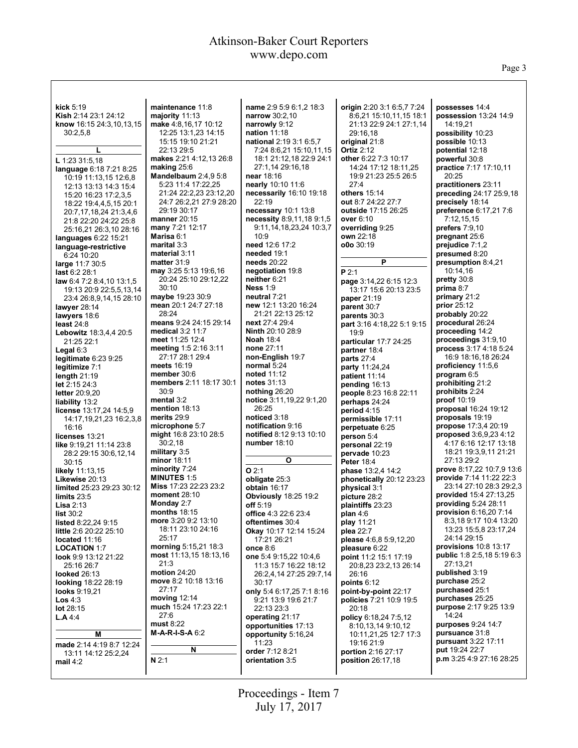**kick** 5:19
**Kish** 2:14 23:1 24:12
**know** 16:15 24:3,10,13,15 30:2,5,8

**L**

**L** 1:23 31:5,18
**language** 6:18 7:21 8:25 10:19 11:13,15 12:6,8 12:13 13:13 14:3 15:4 15:20 16:23 17:2,3,5 18:22 19:4,4,5,15 20:1 20:7,17,18,24 21:3,4,6 21:8 22:20 24:22 25:8 25:16,21 26:3,10 28:16
**languages** 6:22 15:21
**language-restrictive** 6:24 10:20
**large** 11:7 30:5
**last** 6:2 28:1
**law** 6:4 7:2 8:4,10 13:1,5 19:13 20:9 22:5,5,13,14 23:4 26:8,9,14,15 28:10
**lawyer** 28:14
**lawyers** 18:6
**least** 24:8
**Lebowitz** 18:3,4,4 20:5 21:25 22:1
**Legal** 6:3
**legitimate** 6:23 9:25
**legitimize** 7:1
**length** 21:19
**let** 2:15 24:3
**letter** 20:9,20
**liability** 13:2
**license** 13:17,24 14:5,9 14:17,19,21,23 16:2,3,8 16:16
**licenses** 13:21
**like** 9:19,21 11:14 23:8 28:2 29:15 30:6,12,14 30:15
**likely** 11:13,15
**Likewise** 20:13
**limited** 25:23 29:23 30:12
**limits** 23:5
**Lisa** 2:13
**list** 30:2
**listed** 8:22,24 9:15
**little** 2:6 20:22 25:10
**located** 11:16
**LOCATION** 1:7
**look** 9:9 13:12 21:22 25:16 26:7
**looked** 26:13
**looking** 18:22 28:19
**looks** 9:19,21
**Los** 4:3
**lot** 28:15
**L.A** 4:4

**M**

**made** 2:14 4:19 8:7 12:24 13:11 14:12 25:2,24
**mail** 4:2
**maintenance** 11:8
**majority** 11:13
**make** 4:8,16,17 10:12 12:25 13:1,23 14:15 15:15 19:10 21:21 22:13 29:5
**makes** 2:21 4:12,13 26:8
**making** 25:6
**Mandelbaum** 2:4,9 5:8 5:23 11:4 17:22,25 21:24 22:2,23 23:12,20 24:7 26:2,21 27:9 28:20 29:19 30:17
**manner** 20:15
**many** 7:21 12:17
**Marisa** 6:1
**marital** 3:3
**material** 3:11
**matter** 31:9
**may** 3:25 5:13 19:6,16 20:24 25:10 29:12,22 30:10
**maybe** 19:23 30:9
**mean** 20:1 24:7 27:18 28:24
**means** 9:24 24:15 29:14
**medical** 3:2 11:7
**meet** 11:25 12:4
**meeting** 1:5 2:16 3:11 27:17 28:1 29:4
**meets** 16:19
**member** 30:6
**members** 2:11 18:17 30:1 30:9
**mental** 3:2
**mention** 18:13
**merits** 29:9
**microphone** 5:7
**might** 16:8 23:10 28:5 30:2,18
**military** 3:5
**minor** 18:11
**minority** 7:24
**MINUTES** 1:5
**Miss** 17:23 22:23 23:2
**moment** 28:10
**Monday** 2:7
**months** 18:15
**more** 3:20 9:2 13:10 18:11 23:10 24:16 25:17
**morning** 5:15,21 18:3
**most** 11:13,15 18:13,16 21:3
**motion** 24:20
**move** 8:2 10:18 13:16 27:17
**moving** 12:14
**much** 15:24 17:23 22:1 27:6
**must** 8:22
**M-A-R-I-S-A** 6:2

**N**

**N** 2:1
**name** 2:9 5:9 6:1,2 18:3
**narrow** 30:2,10
**narrowly** 9:12
**nation** 11:18
**national** 2:19 3:1 6:5,7 7:24 8:6,21 15:10,11,15 18:1 21:12,18 22:9 24:1 27:1,14 29:16,18
**near** 18:16
**nearly** 10:10 11:6
**necessarily** 16:10 19:18 22:19
**necessary** 10:1 13:8
**necessity** 8:9,11,18 9:1,5 9:11,14,18,23,24 10:3,7 10:9
**need** 12:6 17:2
**needed** 19:1
**needs** 20:22
**negotiation** 19:8
**neither** 6:21
**Ness** 1:9
**neutral** 7:21
**new** 12:1 13:20 16:24 21:21 22:13 25:12
**next** 27:4 29:4
**Ninth** 20:10 28:9
**Noah** 18:4
**none** 27:11
**non-English** 19:7
**normal** 5:24
**noted** 11:12
**notes** 31:13
**nothing** 26:20
**notice** 3:11,19,22 9:1,20 26:25
**noticed** 3:18
**notification** 9:16
**notified** 8:12 9:13 10:10
**number** 18:10

**O**

**O** 2:1
**obligate** 25:3
**obtain** 16:17
**Obviously** 18:25 19:2
**off** 5:19
**office** 4:3 22:6 23:4
**oftentimes** 30:4
**Okay** 10:17 12:14 15:24 17:21 26:21
**once** 8:6
**one** 5:4 9:15,22 10:4,6 11:3 15:7 16:22 18:12 26:2,4,14 27:25 29:7,14 30:17
**only** 5:4 6:17,25 7:1 8:16 9:21 13:9 19:6 21:7 22:13 23:3
**operating** 21:17
**opportunities** 17:13
**opportunity** 5:16,24 11:23
**order** 7:12 8:21
**orientation** 3:5
**origin** 2:20 3:1 6:5,7 7:24 8:6,21 15:10,11,15 18:1 21:13 22:9 24:1 27:1,14 29:16,18
**original** 21:8
**Ortiz** 2:12
**other** 6:22 7:3 10:17 14:24 17:12 18:11,25 19:9 21:23 25:5 26:5 27:4
**others** 15:14
**out** 8:7 24:22 27:7
**outside** 17:15 26:25
**over** 6:10
**overriding** 9:25
**own** 22:18
**o0o** 30:19

**P**

**P** 2:1
**page** 3:14,22 6:15 12:3 13:17 15:6 20:13 23:5
**paper** 21:19
**parent** 30:7
**parents** 30:3
**part** 3:16 4:18,22 5:1 9:15 19:9
**particular** 17:7 24:25
**partner** 18:4
**parts** 27:4
**party** 11:24,24
**patient** 11:14
**pending** 16:13
**people** 8:23 16:8 22:11
**perhaps** 24:24
**period** 4:15
**permissible** 17:11
**perpetuate** 6:25
**person** 5:4
**personal** 22:19
**pervade** 10:23
**Peter** 18:4
**phase** 13:2,4 14:2
**phonetically** 20:12 23:23
**physical** 3:1
**picture** 28:2
**plaintiffs** 23:23
**plan** 4:6
**play** 11:21
**plea** 22:7
**please** 4:6,8 5:9,12,20
**pleasure** 6:22
**point** 11:2 15:1 17:19 20:8,23 23:2,13 26:14 26:16
**points** 6:12
**point-by-point** 22:17
**policies** 7:21 10:9 19:5 20:18
**policy** 6:18,24 7:5,12 8:10,13,14 9:10,12 10:11,21,25 12:7 17:3 19:16 21:9
**portion** 2:16 27:17
**position** 26:17,18
**possesses** 14:4
**possession** 13:24 14:9 14:19,21
**possibility** 10:23
**possible** 10:13
**potential** 12:18
**powerful** 30:8
**practice** 7:17 17:10,11 20:25
**practitioners** 23:11
**preceding** 24:17 25:9,18
**precisely** 18:14
**preference** 6:17,21 7:6 7:12,15,15
**prefers** 7:9,10
**pregnant** 25:6
**prejudice** 7:1,2
**presumed** 8:20
**presumption** 8:4,21 10:14,16
**pretty** 30:8
**prima** 8:7
**primary** 21:2
**prior** 25:12
**probably** 20:22
**procedural** 26:24
**proceeding** 14:2
**proceedings** 31:9,10
**process** 3:17 4:18 5:24 16:9 18:16,18 26:24
**proficiency** 11:5,6
**program** 6:5
**prohibiting** 21:2
**prohibits** 2:24
**proof** 10:19
**proposal** 16:24 19:12
**proposals** 19:19
**propose** 17:3,4 20:19
**proposed** 3:6,9,23 4:12 4:17 6:16 12:17 13:18 18:21 19:3,9,11 21:21 27:13 29:2
**prove** 8:17,22 10:7,9 13:6
**provide** 7:14 11:22 22:3 23:14 27:10 28:3 29:2,3
**provided** 15:4 27:13,25
**providing** 5:24 28:11
**provision** 6:16,20 7:14 8:3,18 9:17 10:4 13:20 13:23 15:5,8 23:17,24 24:14 29:15
**provisions** 10:8 13:17
**public** 1:8 2:5,18 5:19 6:3 27:13,21
**published** 3:19
**purchase** 25:2
**purchased** 25:1
**purchases** 25:25
**purpose** 2:17 9:25 13:9 14:24
**purposes** 9:24 14:7
**pursuance** 31:8
**pursuant** 3:22 17:11
**put** 19:24 22:7
**p.m** 3:25 4:9 27:16 28:25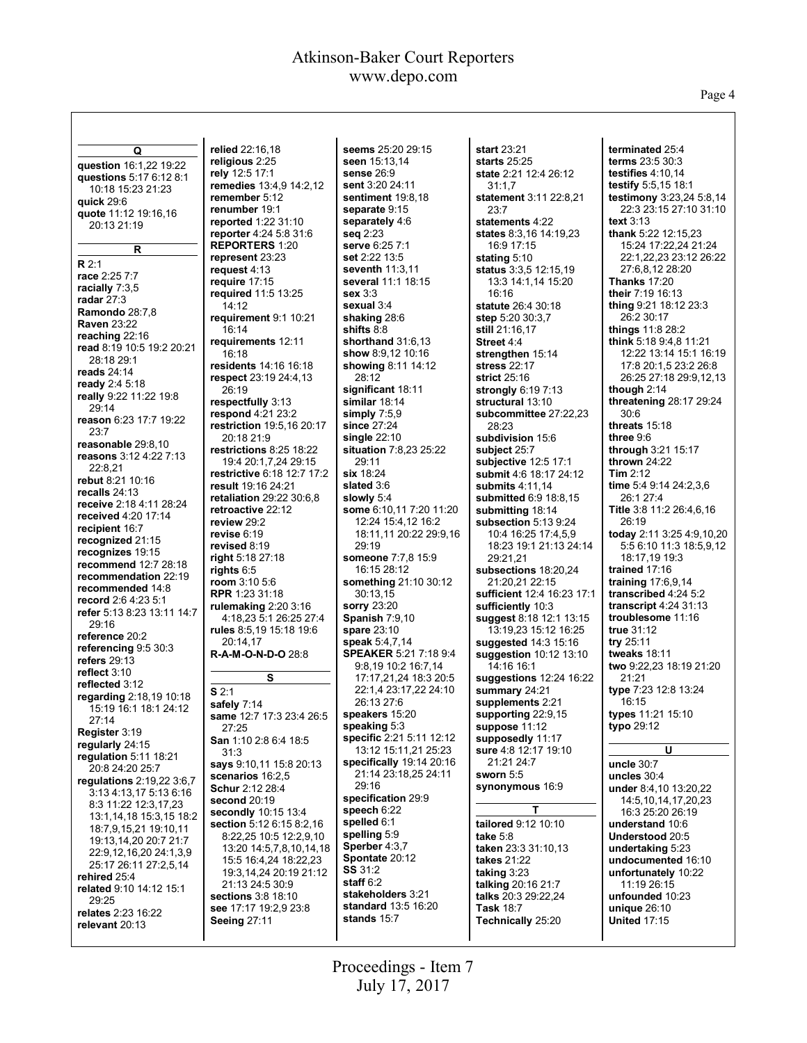**Q**

**question** 16:1,22 19:22
**questions** 5:17 6:12 8:1 10:18 15:23 21:23
**quick** 29:6
**quote** 11:12 19:16,16 20:13 21:19

**R**

**R** 2:1
**race** 2:25 7:7
**racially** 7:3,5
**radar** 27:3
**Ramondo** 28:7,8
**Raven** 23:22
**reaching** 22:16
**read** 8:19 10:5 19:2 20:21 28:18 29:1
**reads** 24:14
**ready** 2:4 5:18
**really** 9:22 11:22 19:8 29:14
**reason** 6:23 17:7 19:22 23:7
**reasonable** 29:8,10
**reasons** 3:12 4:22 7:13 22:8,21
**rebut** 8:21 10:16
**recalls** 24:13
**receive** 2:18 4:11 28:24
**received** 4:20 17:14
**recipient** 16:7
**recognized** 21:15
**recognizes** 19:15
**recommend** 12:7 28:18
**recommendation** 22:19
**recommended** 14:8
**record** 2:6 4:23 5:1
**refer** 5:13 8:23 13:11 14:7 29:16
**reference** 20:2
**referencing** 9:5 30:3
**refers** 29:13
**reflect** 3:10
**reflected** 3:12
**regarding** 2:18,19 10:18 15:19 16:1 18:1 24:12 27:14
**Register** 3:19
**regularly** 24:15
**regulation** 5:11 18:21 20:8 24:20 25:7
**regulations** 2:19,22 3:6,7 3:13 4:13,17 5:13 6:16 8:3 11:22 12:3,17,23 13:1,14,18 15:3,15 18:2 18:7,9,15,21 19:10,11 19:13,14,20 20:7 21:7 22:9,12,16,20 24:1,3,9 25:17 26:11 27:2,5,14
**rehired** 25:4
**related** 9:10 14:12 15:1 29:25
**relates** 2:23 16:22
**relevant** 20:13
**relied** 22:16,18
**religious** 2:25
**rely** 12:5 17:1
**remedies** 13:4,9 14:2,12
**remember** 5:12
**renumber** 19:1
**reported** 1:22 31:10
**reporter** 4:24 5:8 31:6
**REPORTERS** 1:20
**represent** 23:23
**request** 4:13
**require** 17:15
**required** 11:5 13:25 14:12
**requirement** 9:1 10:21 16:14
**requirements** 12:11 16:18
**residents** 14:16 16:18
**respect** 23:19 24:4,13 26:19
**respectfully** 3:13
**respond** 4:21 23:2
**restriction** 19:5,16 20:17 20:18 21:9
**restrictions** 8:25 18:22 19:4 20:1,7,24 29:15
**restrictive** 6:18 12:7 17:2
**result** 19:16 24:21
**retaliation** 29:22 30:6,8
**retroactive** 22:12
**review** 29:2
**revise** 6:19
**revised** 8:19
**right** 5:18 27:18
**rights** 6:5
**room** 3:10 5:6
**RPR** 1:23 31:18
**rulemaking** 2:20 3:16 4:18,23 5:1 26:25 27:4
**rules** 8:5,19 15:18 19:6 20:14,17
**R-A-M-O-N-D-O** 28:8

**S**

**S** 2:1
**safely** 7:14
**same** 12:7 17:3 23:4 26:5 27:25
**San** 1:10 2:8 6:4 18:5 31:3
**says** 9:10,11 15:8 20:13
**scenarios** 16:2,5
**Schur** 2:12 28:4
**second** 20:19
**secondly** 10:15 13:4
**section** 5:12 6:15 8:2,16 8:22,25 10:5 12:2,9,10 13:20 14:5,7,8,10,14,18 15:5 16:4,24 18:22,23 19:3,14,24 20:19 21:12 21:13 24:5 30:9
**sections** 3:8 18:10
**see** 17:17 19:2,9 23:8
**Seeing** 27:11
**seems** 25:20 29:15
**seen** 15:13,14
**sense** 26:9
**sent** 3:20 24:11
**sentiment** 19:8,18
**separate** 9:15
**separately** 4:6
**seq** 2:23
**serve** 6:25 7:1
**set** 2:22 13:5
**seventh** 11:3,11
**several** 11:1 18:15
**sex** 3:3
**sexual** 3:4
**shaking** 28:6
**shifts** 8:8
**shorthand** 31:6,13
**show** 8:9,12 10:16
**showing** 8:11 14:12 28:12
**significant** 18:11
**similar** 18:14
**simply** 7:5,9
**since** 27:24
**single** 22:10
**situation** 7:8,23 25:22 29:11
**six** 18:24
**slated** 3:6
**slowly** 5:4
**some** 6:10,11 7:20 11:20 12:24 15:4,12 16:2 18:11,11 20:22 29:9,16 29:19
**someone** 7:7,8 15:9 16:15 28:12
**something** 21:10 30:12 30:13,15
**sorry** 23:20
**Spanish** 7:9,10
**spare** 23:10
**speak** 5:4,7,14
**SPEAKER** 5:21 7:18 9:4 9:8,19 10:2 16:7,14 17:17,21,24 18:3 20:5 22:1,4 23:17,22 24:10 26:13 27:6
**speakers** 15:20
**speaking** 5:3
**specific** 2:21 5:11 12:12 13:12 15:11,21 25:23
**specifically** 19:14 20:16 21:14 23:18,25 24:11 29:16
**specification** 29:9
**speech** 6:22
**spelled** 6:1
**spelling** 5:9
**Sperber** 4:3,7
**Spontate** 20:12
**SS** 31:2
**staff** 6:2
**stakeholders** 3:21
**standard** 13:5 16:20
**stands** 15:7
**start** 23:21
**starts** 25:25
**state** 2:21 12:4 26:12 31:1,7
**statement** 3:11 22:8,21 23:7
**statements** 4:22
**states** 8:3,16 14:19,23 16:9 17:15
**stating** 5:10
**status** 3:3,5 12:15,19 13:3 14:1,14 15:20 16:16
**statute** 26:4 30:18
**step** 5:20 30:3,7
**still** 21:16,17
**Street** 4:4
**strengthen** 15:14
**stress** 22:17
**strict** 25:16
**strongly** 6:19 7:13
**structural** 13:10
**subcommittee** 27:22,23 28:23
**subdivision** 15:6
**subject** 25:7
**subjective** 12:5 17:1
**submit** 4:6 18:17 24:12
**submits** 4:11,14
**submitted** 6:9 18:8,15
**submitting** 18:14
**subsection** 5:13 9:24 10:4 16:25 17:4,5,9 18:23 19:1 21:13 24:14 29:21,21
**subsections** 18:20,24 21:20,21 22:15
**sufficient** 12:4 16:23 17:1
**sufficiently** 10:3
**suggest** 8:18 12:1 13:15 13:19,23 15:12 16:25
**suggested** 14:3 15:16
**suggestion** 10:12 13:10 14:16 16:1
**suggestions** 12:24 16:22
**summary** 24:21
**supplements** 2:21
**supporting** 22:9,15
**suppose** 11:12
**supposedly** 11:17
**sure** 4:8 12:17 19:10 21:21 24:7
**sworn** 5:5
**synonymous** 16:9

**T**

**tailored** 9:12 10:10
**take** 5:8
**taken** 23:3 31:10,13
**takes** 21:22
**taking** 3:23
**talking** 20:16 21:7
**talks** 20:3 29:22,24
**Task** 18:7
**Technically** 25:20
**terminated** 25:4
**terms** 23:5 30:3
**testifies** 4:10,14
**testify** 5:5,15 18:1
**testimony** 3:23,24 5:8,14 22:3 23:15 27:10 31:10
**text** 3:13
**thank** 5:22 12:15,23 15:24 17:22,24 21:24 22:1,22,23 23:12 26:22 27:6,8,12 28:20
**Thanks** 17:20
**their** 7:19 16:13
**thing** 9:21 18:12 23:3 26:2 30:17
**things** 11:8 28:2
**think** 5:18 9:4,8 11:21 12:22 13:14 15:1 16:19 17:8 20:1,5 23:2 26:8 26:25 27:18 29:9,12,13
**though** 2:14
**threatening** 28:17 29:24 30:6
**threats** 15:18
**three** 9:6
**through** 3:21 15:17
**thrown** 24:22
**Tim** 2:12
**time** 5:4 9:14 24:2,3,6 26:1 27:4
**Title** 3:8 11:2 26:4,6,16 26:19
**today** 2:11 3:25 4:9,10,20 5:5 6:10 11:3 18:5,9,12 18:17,19 19:3
**trained** 17:16
**training** 17:6,9,14
**transcribed** 4:24 5:2
**transcript** 4:24 31:13
**troublesome** 11:16
**true** 31:12
**try** 25:11
**tweaks** 18:11
**two** 9:22,23 18:19 21:20 21:21
**type** 7:23 12:8 13:24 16:15
**types** 11:21 15:10
**typo** 29:12

**U**

**uncle** 30:7
**uncles** 30:4
**under** 8:4,10 13:20,22 14:5,10,14,17,20,23 16:3 25:20 26:19
**understand** 10:6
**Understood** 20:5
**undertaking** 5:23
**undocumented** 16:10
**unfortunately** 10:22 11:19 26:15
**unfounded** 10:23
**unique** 26:10
**United** 17:15

Proceedings - Item 7
July 17, 2017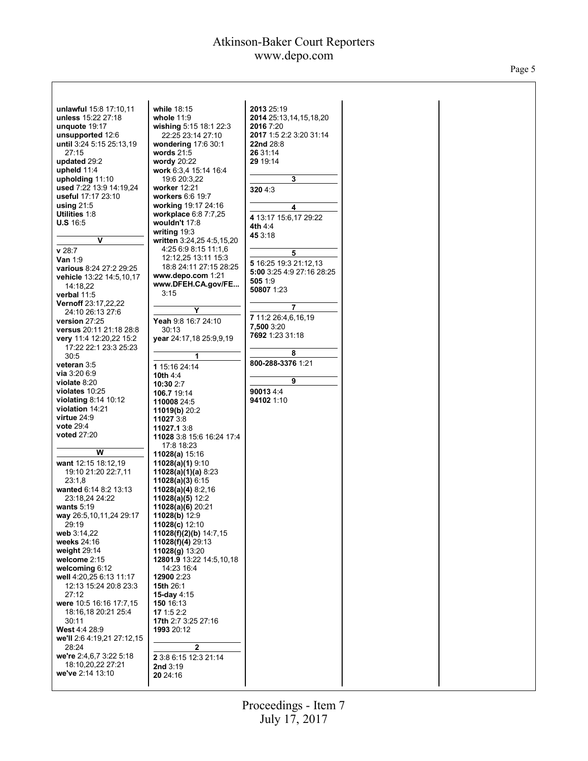unlawful 15:8 17:10,11
unless 15:22 27:18
unquote 19:17
unsupported 12:6
until 3:24 5:15 25:13,19 27:15
updated 29:2
upheld 11:4
upholding 11:10
used 7:22 13:9 14:19,24
useful 17:17 23:10
using 21:5
Utilities 1:8
U.S 16:5

### V

v 28:7
Van 1:9
various 8:24 27:2 29:25
vehicle 13:22 14:5,10,17 14:18,22
verbal 11:5
Vernoff 23:17,22,22 24:10 26:13 27:6
version 27:25
versus 20:11 21:18 28:8
very 11:4 12:20,22 15:2 17:22 22:1 23:3 25:23 30:5
veteran 3:5
via 3:20 6:9
violate 8:20
violates 10:25
violating 8:14 10:12
violation 14:21
virtue 24:9
vote 29:4
voted 27:20

### W

want 12:15 18:12,19 19:10 21:20 22:7,11 23:1,8
wanted 6:14 8:2 13:13 23:18,24 24:22
wants 5:19
way 26:5,10,11,24 29:17 29:19
web 3:14,22
weeks 24:16
weight 29:14
welcome 2:15
welcoming 6:12
well 4:20,25 6:13 11:17 12:13 15:24 20:8 23:3 27:12
were 10:5 16:16 17:7,15 18:16,18 20:21 25:4 30:11
West 4:4 28:9
we'll 2:6 4:19,21 27:12,15 28:24
we're 2:4,6,7 3:22 5:18 18:10,20,22 27:21
we've 2:14 13:10
while 18:15
whole 11:9
wishing 5:15 18:1 22:3 22:25 23:14 27:10
wondering 17:6 30:1
words 21:5
wordy 20:22
work 6:3,4 15:14 16:4 19:6 20:3,22
worker 12:21
workers 6:6 19:7
working 19:17 24:16
workplace 6:8 7:7,25
wouldn't 17:8
writing 19:3
written 3:24,25 4:5,15,20 4:25 6:9 8:15 11:1,6 12:12,25 13:11 15:3 18:8 24:11 27:15 28:25
www.depo.com 1:21
www.DFEH.CA.gov/FE... 3:15

### Y

Yeah 9:8 16:7 24:10 30:13
year 24:17,18 25:9,9,19

### 1

1 15:16 24:14
10th 4:4
10:30 2:7
106.7 19:14
110008 24:5
11019(b) 20:2
11027 3:8
11027.1 3:8
11028 3:8 15:6 16:24 17:4 17:8 18:23
11028(a) 15:16
11028(a)(1) 9:10
11028(a)(1)(a) 8:23
11028(a)(3) 6:15
11028(a)(4) 8:2,16
11028(a)(5) 12:2
11028(a)(6) 20:21
11028(b) 12:9
11028(c) 12:10
11028(f)(2)(b) 14:7,15
11028(f)(4) 29:13
11028(g) 13:20
12801.9 13:22 14:5,10,18 14:23 16:4
12900 2:23
15th 26:1
15-day 4:15
150 16:13
17 1:5 2:2
17th 2:7 3:25 27:16
1993 20:12

### 2

2 3:8 6:15 12:3 21:14
2nd 3:19
20 24:16
2013 25:19
2014 25:13,14,15,18,20
2016 7:20
2017 1:5 2:2 3:20 31:14
22nd 28:8
26 31:14
29 19:14

### 3

320 4:3

### 4

4 13:17 15:6,17 29:22
4th 4:4
45 3:18

### 5

5 16:25 19:3 21:12,13
5:00 3:25 4:9 27:16 28:25
505 1:9
50807 1:23

### 7

7 11:2 26:4,6,16,19
7,500 3:20
7692 1:23 31:18

### 8

800-288-3376 1:21

### 9

90013 4:4
94102 1:10